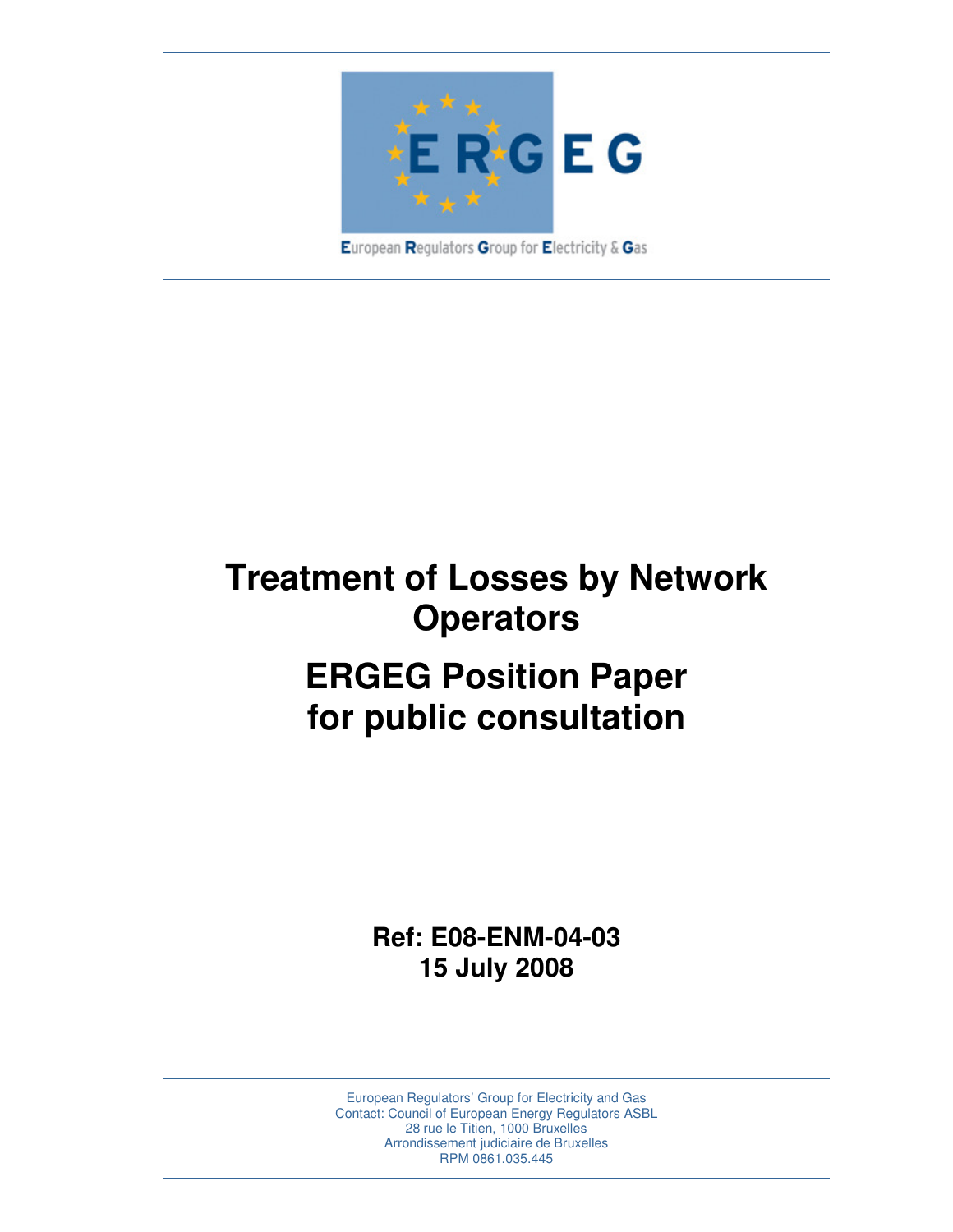European Regulators Group for Electricity & Gas

# Treatment of Losses by Network Operators

# ERGEG Position Paper for public consultation

**Ref: E08-ENM-04-03**
**15 July 2008**

European Regulators' Group for Electricity and Gas
Contact: Council of European Energy Regulators ASBL
28 rue le Titien, 1000 Bruxelles
Arrondissement judiciaire de Bruxelles
RPM 0861.035.445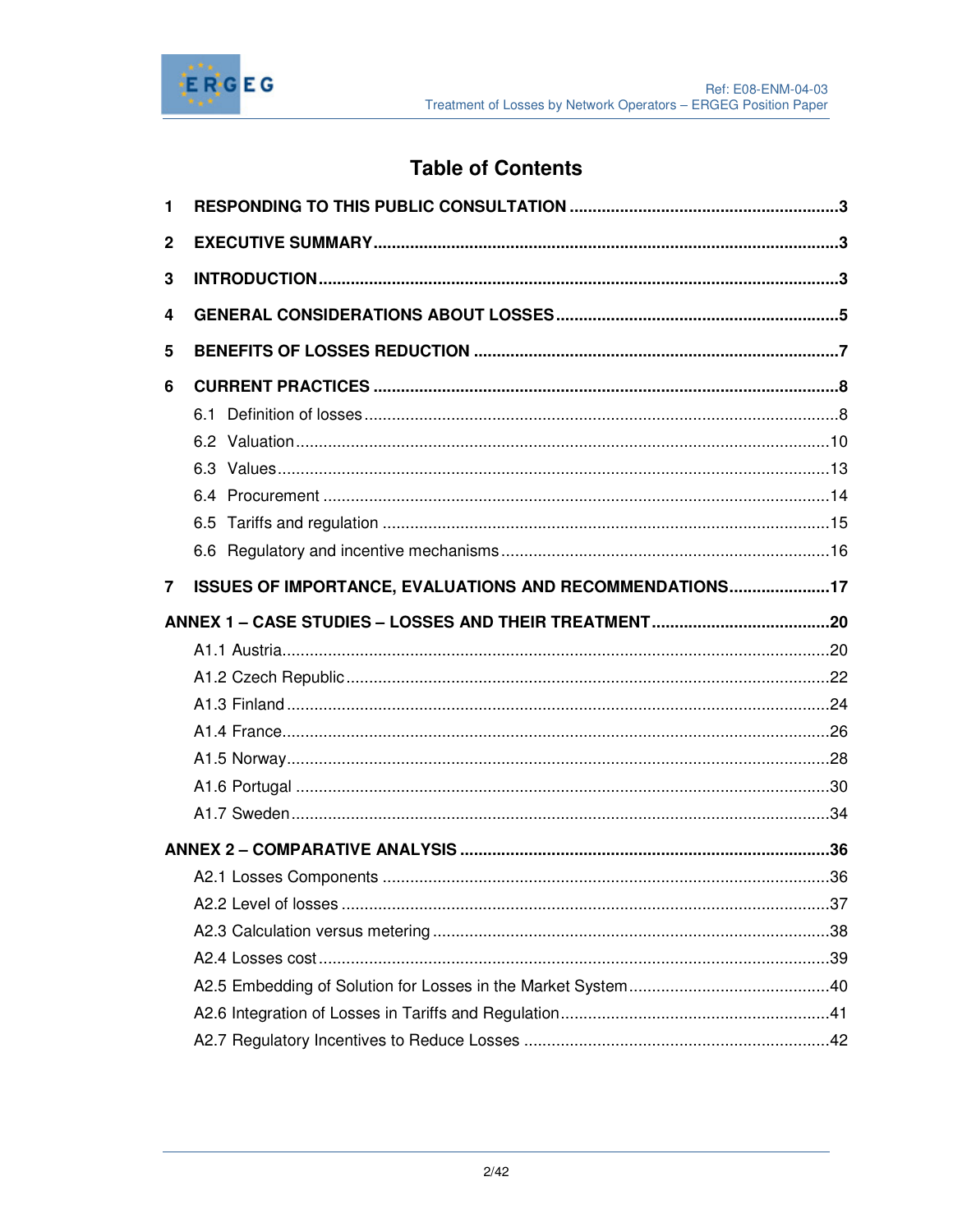# Table of Contents

1 RESPONDING TO THIS PUBLIC CONSULTATION ........................................................3

2 EXECUTIVE SUMMARY..............................................................................................3

3 INTRODUCTION..........................................................................................................3

4 GENERAL CONSIDERATIONS ABOUT LOSSES........................................................5

5 BENEFITS OF LOSSES REDUCTION .........................................................................7

6 CURRENT PRACTICES ...............................................................................................8

- 6.1 Definition of losses.................................................................................................8
- 6.2 Valuation...............................................................................................................10
- 6.3 Values...................................................................................................................13
- 6.4 Procurement .........................................................................................................14
- 6.5 Tariffs and regulation ............................................................................................15
- 6.6 Regulatory and incentive mechanisms...................................................................16

7 ISSUES OF IMPORTANCE, EVALUATIONS AND RECOMMENDATIONS.....................17

ANNEX 1 – CASE STUDIES – LOSSES AND THEIR TREATMENT.....................................20

- A1.1 Austria...................................................................................................................20
- A1.2 Czech Republic.....................................................................................................22
- A1.3 Finland..................................................................................................................24
- A1.4 France...................................................................................................................26
- A1.5 Norway..................................................................................................................28
- A1.6 Portugal ................................................................................................................30
- A1.7 Sweden.................................................................................................................34

ANNEX 2 – COMPARATIVE ANALYSIS ..............................................................................36

- A2.1 Losses Components .............................................................................................36
- A2.2 Level of losses ......................................................................................................37
- A2.3 Calculation versus metering ..................................................................................38
- A2.4 Losses cost...........................................................................................................39
- A2.5 Embedding of Solution for Losses in the Market System........................................40
- A2.6 Integration of Losses in Tariffs and Regulation.......................................................41
- A2.7 Regulatory Incentives to Reduce Losses ...............................................................42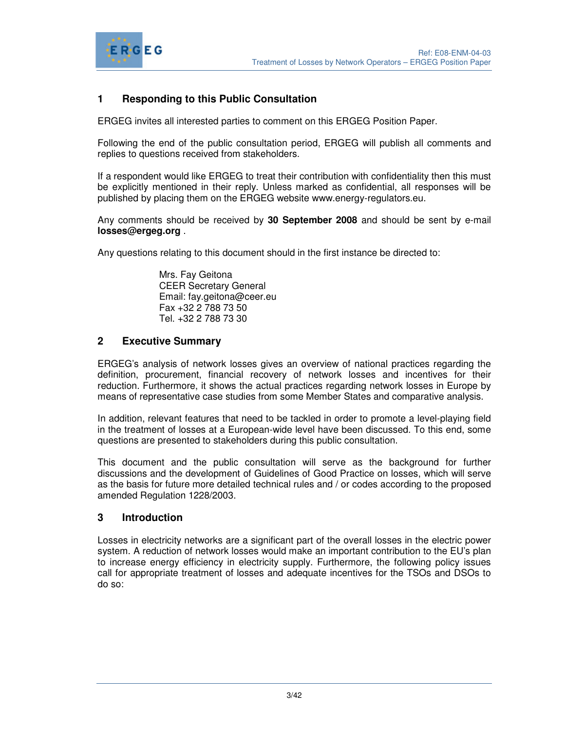## 1 Responding to this Public Consultation

ERGEG invites all interested parties to comment on this ERGEG Position Paper.

Following the end of the public consultation period, ERGEG will publish all comments and replies to questions received from stakeholders.

If a respondent would like ERGEG to treat their contribution with confidentiality then this must be explicitly mentioned in their reply. Unless marked as confidential, all responses will be published by placing them on the ERGEG website www.energy-regulators.eu.

Any comments should be received by **30 September 2008** and should be sent by e-mail **losses@ergeg.org** .

Any questions relating to this document should in the first instance be directed to:

> Mrs. Fay Geitona
> CEER Secretary General
> Email: fay.geitona@ceer.eu
> Fax +32 2 788 73 50
> Tel. +32 2 788 73 30

## 2 Executive Summary

ERGEG's analysis of network losses gives an overview of national practices regarding the definition, procurement, financial recovery of network losses and incentives for their reduction. Furthermore, it shows the actual practices regarding network losses in Europe by means of representative case studies from some Member States and comparative analysis.

In addition, relevant features that need to be tackled in order to promote a level-playing field in the treatment of losses at a European-wide level have been discussed. To this end, some questions are presented to stakeholders during this public consultation.

This document and the public consultation will serve as the background for further discussions and the development of Guidelines of Good Practice on losses, which will serve as the basis for future more detailed technical rules and / or codes according to the proposed amended Regulation 1228/2003.

## 3 Introduction

Losses in electricity networks are a significant part of the overall losses in the electric power system. A reduction of network losses would make an important contribution to the EU's plan to increase energy efficiency in electricity supply. Furthermore, the following policy issues call for appropriate treatment of losses and adequate incentives for the TSOs and DSOs to do so: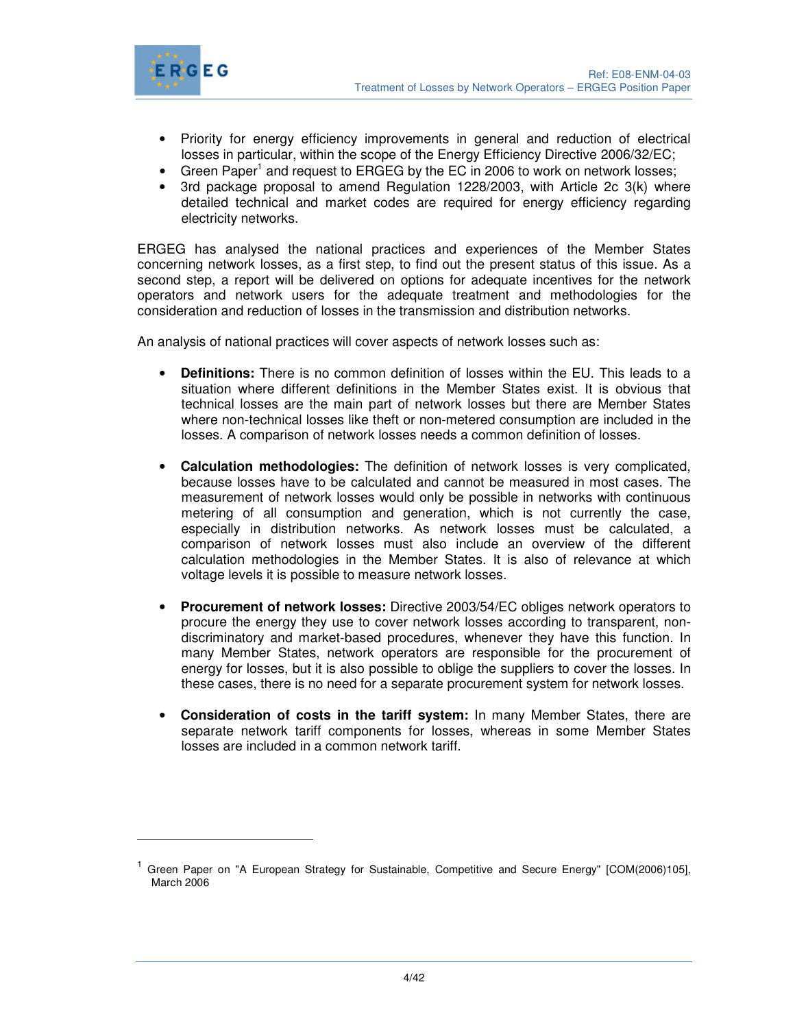- Priority for energy efficiency improvements in general and reduction of electrical losses in particular, within the scope of the Energy Efficiency Directive 2006/32/EC;
- Green Paper[1] and request to ERGEG by the EC in 2006 to work on network losses;
- 3rd package proposal to amend Regulation 1228/2003, with Article 2c 3(k) where detailed technical and market codes are required for energy efficiency regarding electricity networks.

ERGEG has analysed the national practices and experiences of the Member States concerning network losses, as a first step, to find out the present status of this issue. As a second step, a report will be delivered on options for adequate incentives for the network operators and network users for the adequate treatment and methodologies for the consideration and reduction of losses in the transmission and distribution networks.

An analysis of national practices will cover aspects of network losses such as:

- **Definitions:** There is no common definition of losses within the EU. This leads to a situation where different definitions in the Member States exist. It is obvious that technical losses are the main part of network losses but there are Member States where non-technical losses like theft or non-metered consumption are included in the losses. A comparison of network losses needs a common definition of losses.

- **Calculation methodologies:** The definition of network losses is very complicated, because losses have to be calculated and cannot be measured in most cases. The measurement of network losses would only be possible in networks with continuous metering of all consumption and generation, which is not currently the case, especially in distribution networks. As network losses must be calculated, a comparison of network losses must also include an overview of the different calculation methodologies in the Member States. It is also of relevance at which voltage levels it is possible to measure network losses.

- **Procurement of network losses:** Directive 2003/54/EC obliges network operators to procure the energy they use to cover network losses according to transparent, non-discriminatory and market-based procedures, whenever they have this function. In many Member States, network operators are responsible for the procurement of energy for losses, but it is also possible to oblige the suppliers to cover the losses. In these cases, there is no need for a separate procurement system for network losses.

- **Consideration of costs in the tariff system:** In many Member States, there are separate network tariff components for losses, whereas in some Member States losses are included in a common network tariff.

---

[1] Green Paper on "A European Strategy for Sustainable, Competitive and Secure Energy" [COM(2006)105], March 2006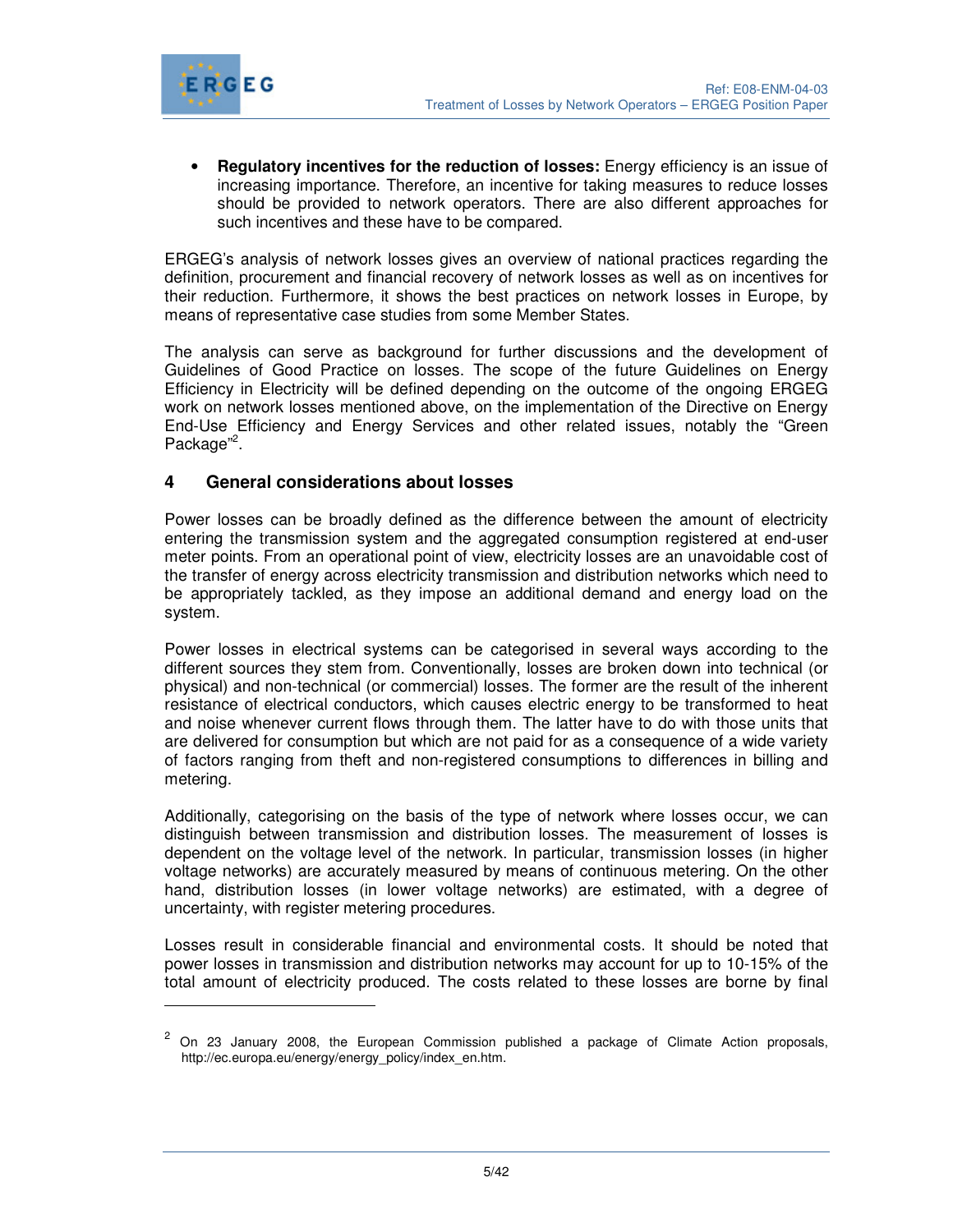- **Regulatory incentives for the reduction of losses:** Energy efficiency is an issue of increasing importance. Therefore, an incentive for taking measures to reduce losses should be provided to network operators. There are also different approaches for such incentives and these have to be compared.

ERGEG's analysis of network losses gives an overview of national practices regarding the definition, procurement and financial recovery of network losses as well as on incentives for their reduction. Furthermore, it shows the best practices on network losses in Europe, by means of representative case studies from some Member States.

The analysis can serve as background for further discussions and the development of Guidelines of Good Practice on losses. The scope of the future Guidelines on Energy Efficiency in Electricity will be defined depending on the outcome of the ongoing ERGEG work on network losses mentioned above, on the implementation of the Directive on Energy End-Use Efficiency and Energy Services and other related issues, notably the "Green Package"[2].

## 4 General considerations about losses

Power losses can be broadly defined as the difference between the amount of electricity entering the transmission system and the aggregated consumption registered at end-user meter points. From an operational point of view, electricity losses are an unavoidable cost of the transfer of energy across electricity transmission and distribution networks which need to be appropriately tackled, as they impose an additional demand and energy load on the system.

Power losses in electrical systems can be categorised in several ways according to the different sources they stem from. Conventionally, losses are broken down into technical (or physical) and non-technical (or commercial) losses. The former are the result of the inherent resistance of electrical conductors, which causes electric energy to be transformed to heat and noise whenever current flows through them. The latter have to do with those units that are delivered for consumption but which are not paid for as a consequence of a wide variety of factors ranging from theft and non-registered consumptions to differences in billing and metering.

Additionally, categorising on the basis of the type of network where losses occur, we can distinguish between transmission and distribution losses. The measurement of losses is dependent on the voltage level of the network. In particular, transmission losses (in higher voltage networks) are accurately measured by means of continuous metering. On the other hand, distribution losses (in lower voltage networks) are estimated, with a degree of uncertainty, with register metering procedures.

Losses result in considerable financial and environmental costs. It should be noted that power losses in transmission and distribution networks may account for up to 10-15% of the total amount of electricity produced. The costs related to these losses are borne by final

---

[2] On 23 January 2008, the European Commission published a package of Climate Action proposals, http://ec.europa.eu/energy/energy_policy/index_en.htm.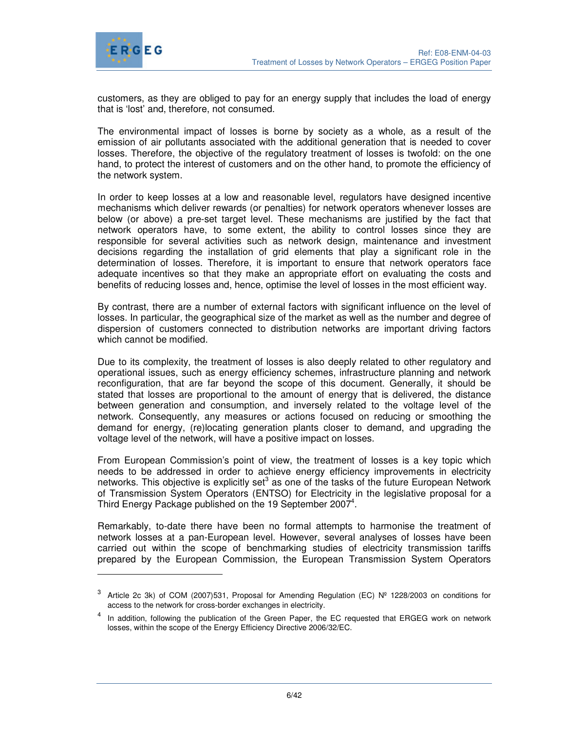customers, as they are obliged to pay for an energy supply that includes the load of energy that is 'lost' and, therefore, not consumed.

The environmental impact of losses is borne by society as a whole, as a result of the emission of air pollutants associated with the additional generation that is needed to cover losses. Therefore, the objective of the regulatory treatment of losses is twofold: on the one hand, to protect the interest of customers and on the other hand, to promote the efficiency of the network system.

In order to keep losses at a low and reasonable level, regulators have designed incentive mechanisms which deliver rewards (or penalties) for network operators whenever losses are below (or above) a pre-set target level. These mechanisms are justified by the fact that network operators have, to some extent, the ability to control losses since they are responsible for several activities such as network design, maintenance and investment decisions regarding the installation of grid elements that play a significant role in the determination of losses. Therefore, it is important to ensure that network operators face adequate incentives so that they make an appropriate effort on evaluating the costs and benefits of reducing losses and, hence, optimise the level of losses in the most efficient way.

By contrast, there are a number of external factors with significant influence on the level of losses. In particular, the geographical size of the market as well as the number and degree of dispersion of customers connected to distribution networks are important driving factors which cannot be modified.

Due to its complexity, the treatment of losses is also deeply related to other regulatory and operational issues, such as energy efficiency schemes, infrastructure planning and network reconfiguration, that are far beyond the scope of this document. Generally, it should be stated that losses are proportional to the amount of energy that is delivered, the distance between generation and consumption, and inversely related to the voltage level of the network. Consequently, any measures or actions focused on reducing or smoothing the demand for energy, (re)locating generation plants closer to demand, and upgrading the voltage level of the network, will have a positive impact on losses.

From European Commission's point of view, the treatment of losses is a key topic which needs to be addressed in order to achieve energy efficiency improvements in electricity networks. This objective is explicitly set[3] as one of the tasks of the future European Network of Transmission System Operators (ENTSO) for Electricity in the legislative proposal for a Third Energy Package published on the 19 September 2007[4].

Remarkably, to-date there have been no formal attempts to harmonise the treatment of network losses at a pan-European level. However, several analyses of losses have been carried out within the scope of benchmarking studies of electricity transmission tariffs prepared by the European Commission, the European Transmission System Operators

---

[3] Article 2c 3k) of COM (2007)531, Proposal for Amending Regulation (EC) Nº 1228/2003 on conditions for access to the network for cross-border exchanges in electricity.

[4] In addition, following the publication of the Green Paper, the EC requested that ERGEG work on network losses, within the scope of the Energy Efficiency Directive 2006/32/EC.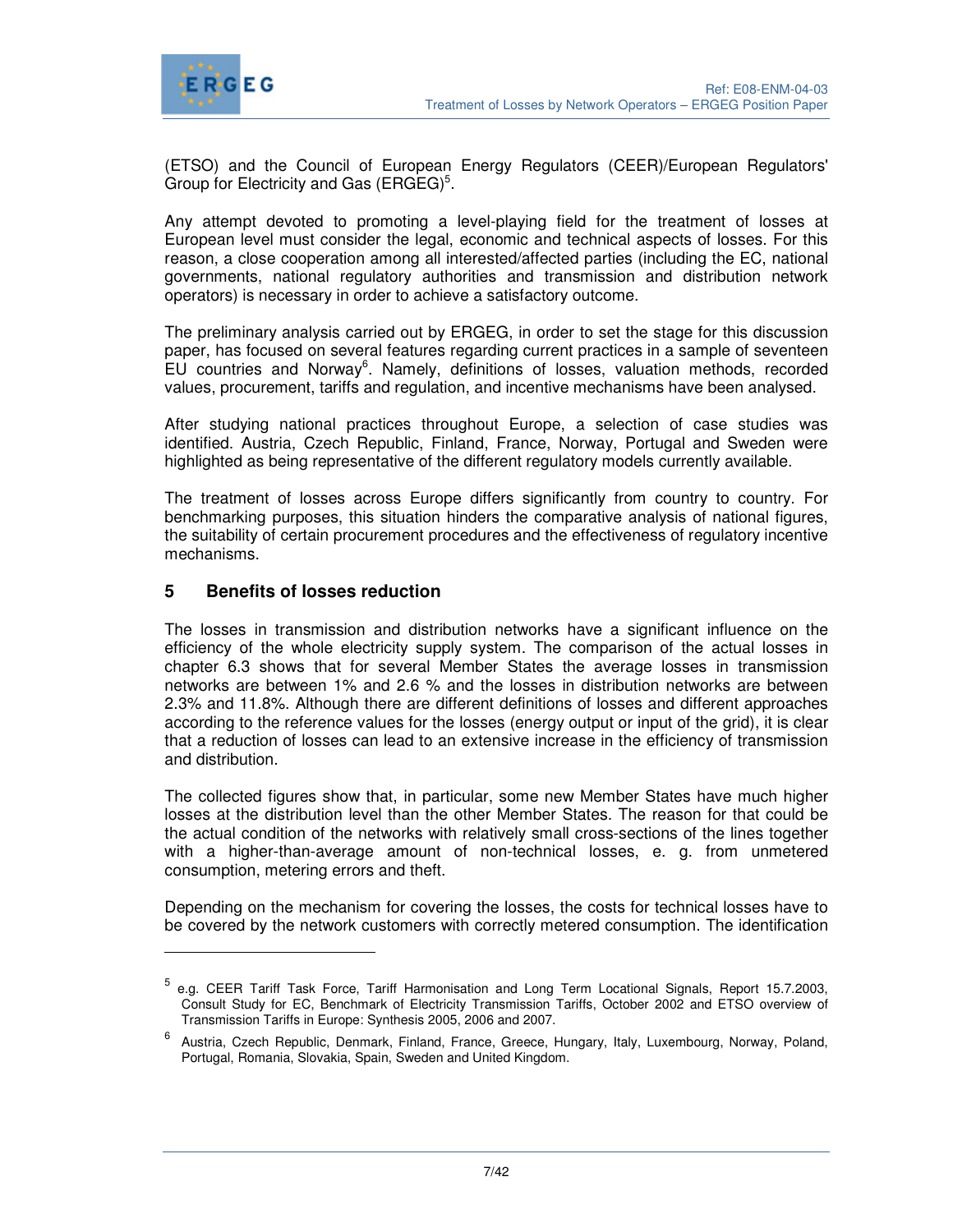(ETSO) and the Council of European Energy Regulators (CEER)/European Regulators' Group for Electricity and Gas (ERGEG)[5].

Any attempt devoted to promoting a level-playing field for the treatment of losses at European level must consider the legal, economic and technical aspects of losses. For this reason, a close cooperation among all interested/affected parties (including the EC, national governments, national regulatory authorities and transmission and distribution network operators) is necessary in order to achieve a satisfactory outcome.

The preliminary analysis carried out by ERGEG, in order to set the stage for this discussion paper, has focused on several features regarding current practices in a sample of seventeen EU countries and Norway[6]. Namely, definitions of losses, valuation methods, recorded values, procurement, tariffs and regulation, and incentive mechanisms have been analysed.

After studying national practices throughout Europe, a selection of case studies was identified. Austria, Czech Republic, Finland, France, Norway, Portugal and Sweden were highlighted as being representative of the different regulatory models currently available.

The treatment of losses across Europe differs significantly from country to country. For benchmarking purposes, this situation hinders the comparative analysis of national figures, the suitability of certain procurement procedures and the effectiveness of regulatory incentive mechanisms.

## 5 Benefits of losses reduction

The losses in transmission and distribution networks have a significant influence on the efficiency of the whole electricity supply system. The comparison of the actual losses in chapter 6.3 shows that for several Member States the average losses in transmission networks are between 1% and 2.6 % and the losses in distribution networks are between 2.3% and 11.8%. Although there are different definitions of losses and different approaches according to the reference values for the losses (energy output or input of the grid), it is clear that a reduction of losses can lead to an extensive increase in the efficiency of transmission and distribution.

The collected figures show that, in particular, some new Member States have much higher losses at the distribution level than the other Member States. The reason for that could be the actual condition of the networks with relatively small cross-sections of the lines together with a higher-than-average amount of non-technical losses, e. g. from unmetered consumption, metering errors and theft.

Depending on the mechanism for covering the losses, the costs for technical losses have to be covered by the network customers with correctly metered consumption. The identification

---

[5] e.g. CEER Tariff Task Force, Tariff Harmonisation and Long Term Locational Signals, Report 15.7.2003, Consult Study for EC, Benchmark of Electricity Transmission Tariffs, October 2002 and ETSO overview of Transmission Tariffs in Europe: Synthesis 2005, 2006 and 2007.

[6] Austria, Czech Republic, Denmark, Finland, France, Greece, Hungary, Italy, Luxembourg, Norway, Poland, Portugal, Romania, Slovakia, Spain, Sweden and United Kingdom.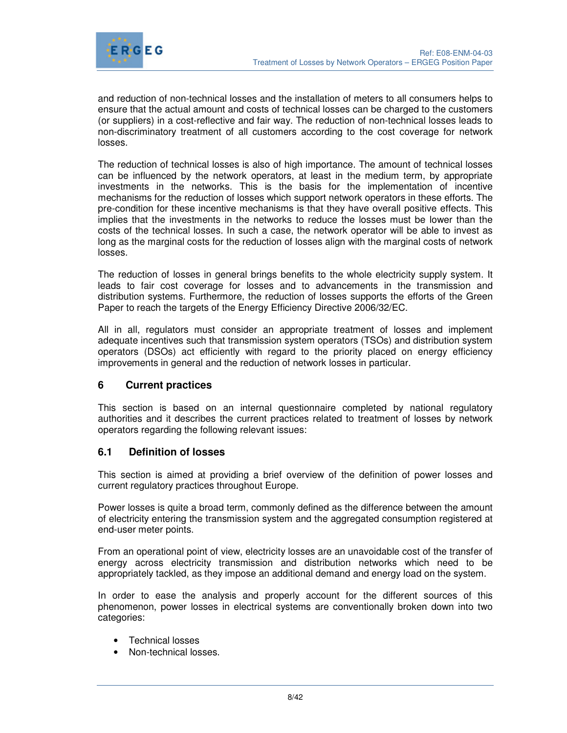and reduction of non-technical losses and the installation of meters to all consumers helps to ensure that the actual amount and costs of technical losses can be charged to the customers (or suppliers) in a cost-reflective and fair way. The reduction of non-technical losses leads to non-discriminatory treatment of all customers according to the cost coverage for network losses.

The reduction of technical losses is also of high importance. The amount of technical losses can be influenced by the network operators, at least in the medium term, by appropriate investments in the networks. This is the basis for the implementation of incentive mechanisms for the reduction of losses which support network operators in these efforts. The pre-condition for these incentive mechanisms is that they have overall positive effects. This implies that the investments in the networks to reduce the losses must be lower than the costs of the technical losses. In such a case, the network operator will be able to invest as long as the marginal costs for the reduction of losses align with the marginal costs of network losses.

The reduction of losses in general brings benefits to the whole electricity supply system. It leads to fair cost coverage for losses and to advancements in the transmission and distribution systems. Furthermore, the reduction of losses supports the efforts of the Green Paper to reach the targets of the Energy Efficiency Directive 2006/32/EC.

All in all, regulators must consider an appropriate treatment of losses and implement adequate incentives such that transmission system operators (TSOs) and distribution system operators (DSOs) act efficiently with regard to the priority placed on energy efficiency improvements in general and the reduction of network losses in particular.

## 6 Current practices

This section is based on an internal questionnaire completed by national regulatory authorities and it describes the current practices related to treatment of losses by network operators regarding the following relevant issues:

### 6.1 Definition of losses

This section is aimed at providing a brief overview of the definition of power losses and current regulatory practices throughout Europe.

Power losses is quite a broad term, commonly defined as the difference between the amount of electricity entering the transmission system and the aggregated consumption registered at end-user meter points.

From an operational point of view, electricity losses are an unavoidable cost of the transfer of energy across electricity transmission and distribution networks which need to be appropriately tackled, as they impose an additional demand and energy load on the system.

In order to ease the analysis and properly account for the different sources of this phenomenon, power losses in electrical systems are conventionally broken down into two categories:

- Technical losses
- Non-technical losses.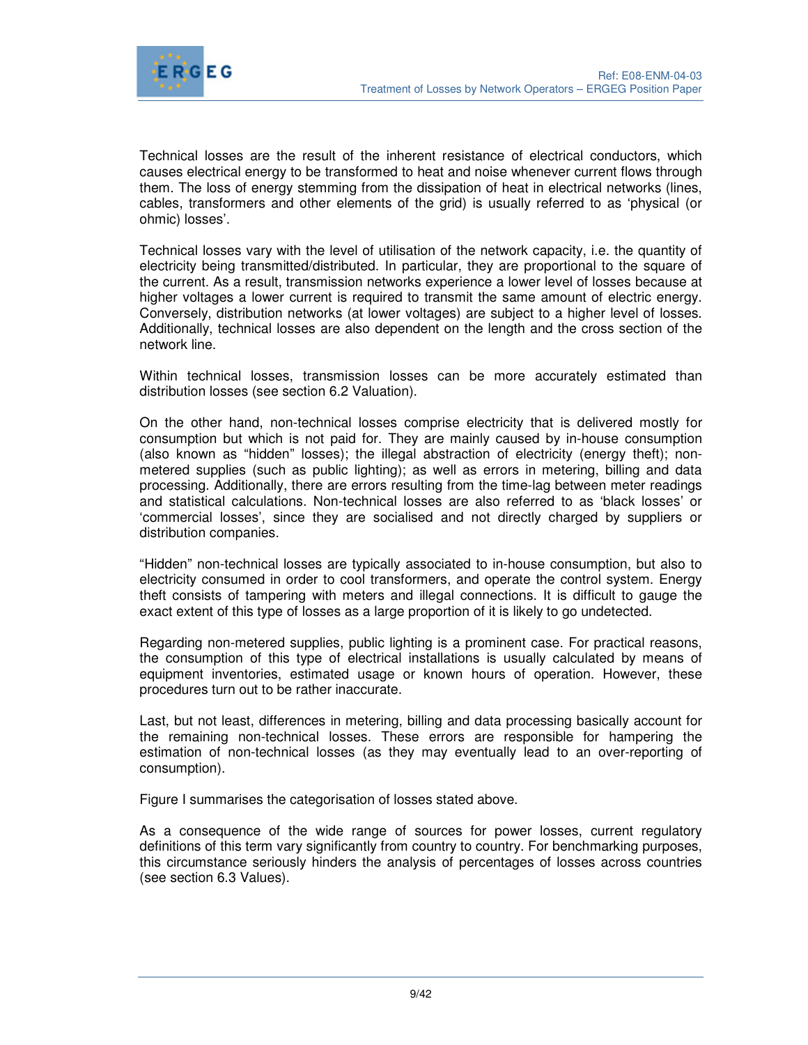Technical losses are the result of the inherent resistance of electrical conductors, which causes electrical energy to be transformed to heat and noise whenever current flows through them. The loss of energy stemming from the dissipation of heat in electrical networks (lines, cables, transformers and other elements of the grid) is usually referred to as 'physical (or ohmic) losses'.

Technical losses vary with the level of utilisation of the network capacity, i.e. the quantity of electricity being transmitted/distributed. In particular, they are proportional to the square of the current. As a result, transmission networks experience a lower level of losses because at higher voltages a lower current is required to transmit the same amount of electric energy. Conversely, distribution networks (at lower voltages) are subject to a higher level of losses. Additionally, technical losses are also dependent on the length and the cross section of the network line.

Within technical losses, transmission losses can be more accurately estimated than distribution losses (see section 6.2 Valuation).

On the other hand, non-technical losses comprise electricity that is delivered mostly for consumption but which is not paid for. They are mainly caused by in-house consumption (also known as "hidden" losses); the illegal abstraction of electricity (energy theft); non-metered supplies (such as public lighting); as well as errors in metering, billing and data processing. Additionally, there are errors resulting from the time-lag between meter readings and statistical calculations. Non-technical losses are also referred to as 'black losses' or 'commercial losses', since they are socialised and not directly charged by suppliers or distribution companies.

"Hidden" non-technical losses are typically associated to in-house consumption, but also to electricity consumed in order to cool transformers, and operate the control system. Energy theft consists of tampering with meters and illegal connections. It is difficult to gauge the exact extent of this type of losses as a large proportion of it is likely to go undetected.

Regarding non-metered supplies, public lighting is a prominent case. For practical reasons, the consumption of this type of electrical installations is usually calculated by means of equipment inventories, estimated usage or known hours of operation. However, these procedures turn out to be rather inaccurate.

Last, but not least, differences in metering, billing and data processing basically account for the remaining non-technical losses. These errors are responsible for hampering the estimation of non-technical losses (as they may eventually lead to an over-reporting of consumption).

Figure I summarises the categorisation of losses stated above.

As a consequence of the wide range of sources for power losses, current regulatory definitions of this term vary significantly from country to country. For benchmarking purposes, this circumstance seriously hinders the analysis of percentages of losses across countries (see section 6.3 Values).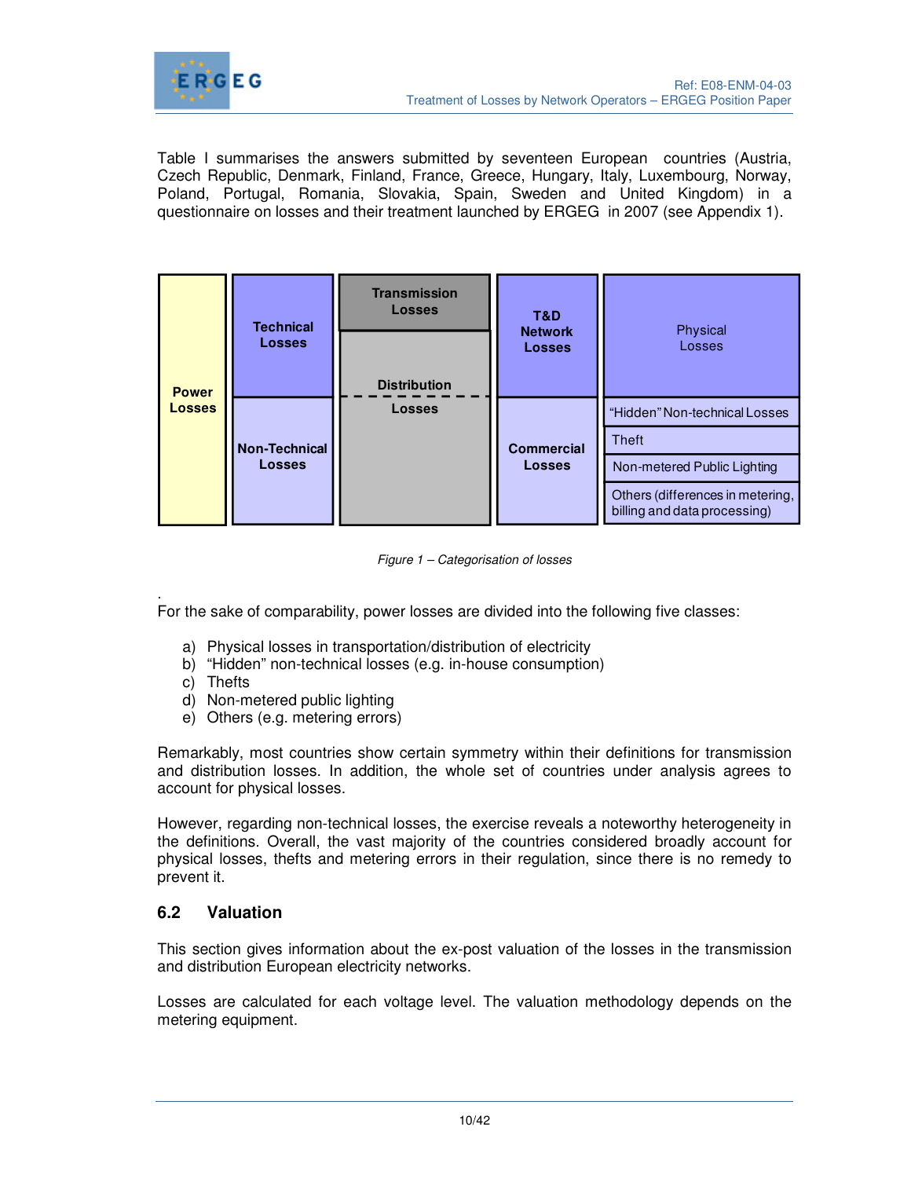Table I summarises the answers submitted by seventeen European countries (Austria, Czech Republic, Denmark, Finland, France, Greece, Hungary, Italy, Luxembourg, Norway, Poland, Portugal, Romania, Slovakia, Spain, Sweden and United Kingdom) in a questionnaire on losses and their treatment launched by ERGEG in 2007 (see Appendix 1).

| Power Losses | Technical Losses | Transmission Losses | T&D Network Losses | Physical Losses |
|---|---|---|---|---|
| | | Distribution Losses | | |
| | Non-Technical Losses | | Commercial Losses | "Hidden" Non-technical Losses |
| | | | | Theft |
| | | | | Non-metered Public Lighting |
| | | | | Others (differences in metering, billing and data processing) |

*Figure 1 – Categorisation of losses*

.
For the sake of comparability, power losses are divided into the following five classes:

a) Physical losses in transportation/distribution of electricity
b) "Hidden" non-technical losses (e.g. in-house consumption)
c) Thefts
d) Non-metered public lighting
e) Others (e.g. metering errors)

Remarkably, most countries show certain symmetry within their definitions for transmission and distribution losses. In addition, the whole set of countries under analysis agrees to account for physical losses.

However, regarding non-technical losses, the exercise reveals a noteworthy heterogeneity in the definitions. Overall, the vast majority of the countries considered broadly account for physical losses, thefts and metering errors in their regulation, since there is no remedy to prevent it.

## 6.2 Valuation

This section gives information about the ex-post valuation of the losses in the transmission and distribution European electricity networks.

Losses are calculated for each voltage level. The valuation methodology depends on the metering equipment.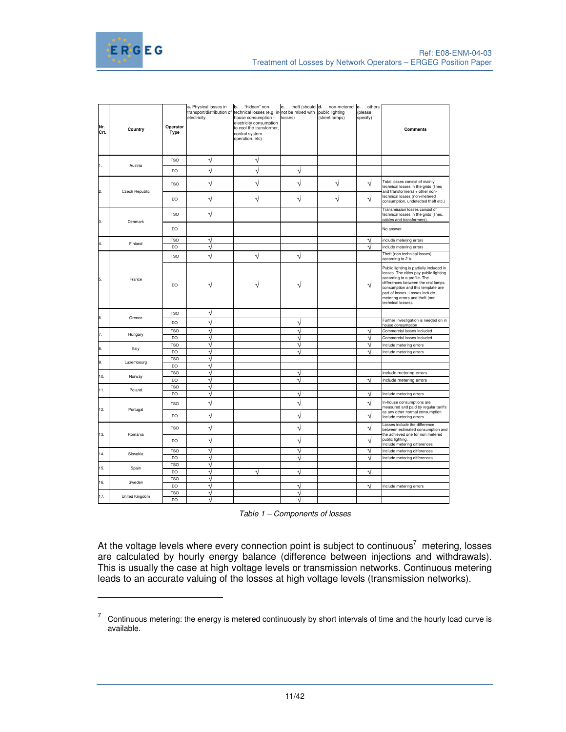| Nr. Crt. | Country | Operator Type | a. Physical losses in transport/distribution of electricity | b. … "hidden" non-technical losses (e.g. in-house consumption - electricity consumption to cool the transformer, control system operation, etc) | c. … theft (should not be mixed with losses) | d. … non-metered public lighting (street lamps) | e. … others (please specify) | Comments |
|---|---|---|---|---|---|---|---|---|
| 1. | Austria | TSO | √ | √ | | | | |
| | | DO | √ | √ | √ | | | |
| 2. | Czech Republic | TSO | √ | √ | √ | √ | √ | Total losses consist of mainly technical losses in the grids (lines and transformers) + other non-technical losses (non-metered consumption, undetected theft etc.) |
| | | DO | √ | √ | √ | √ | √ | |
| 3. | Denmark | TSO | √ | | | | | Transmission losses consist of technical losses in the grids (lines, cables and transformers). |
| | | DO | | | | | | No answer |
| 4. | Finland | TSO | √ | | | | √ | include metering errors |
| | | DO | √ | | | | √ | include metering errors |
| 5. | France | TSO | √ | √ | √ | | | Theft (non technical losses) according to 2 b. |
| | | DO | √ | √ | √ | | √ | Public lighting is partially included in losses. The cities pay public lighting according to a profile. The differences between the real lamps consumption and this template are part of losses. Losses include metering errors and theft (non technical losses). |
| 6. | Greece | TSO | √ | | | | | |
| | | DO | √ | | √ | | | Further investigation is needed on in house consumption |
| 7. | Hungary | TSO | √ | | √ | | √ | Commercial losses included |
| | | DO | √ | | √ | | √ | Commercial losses included |
| 8. | Italy | TSO | √ | | √ | | √ | Include metering errors |
| | | DO | √ | | √ | | √ | Include metering errors |
| 9. | Luxembourg | TSO | √ | | | | | |
| | | DO | √ | | | | | |
| 10. | Norway | TSO | √ | | √ | | | include metering errors |
| | | DO | √ | | √ | | √ | include metering errors |
| 11. | Poland | TSO | √ | | | | | |
| | | DO | √ | | √ | | √ | Include metering errors |
| 12. | Portugal | TSO | √ | | √ | | √ | In-house consumptions are measured and paid by regular tariffs as any other normal consumption. Include metering errors |
| | | DO | √ | | √ | | √ | |
| 13. | Romania | TSO | √ | | √ | | √ | Losses include the difference between estimated consumption and the achieved one for non metered public lighting. Include metering differences |
| | | DO | √ | | √ | | √ | |
| 14. | Slovakia | TSO | √ | | √ | | √ | Include metering differences |
| | | DO | √ | | √ | | √ | Include metering differences |
| 15. | Spain | TSO | √ | | | | | |
| | | DO | √ | √ | √ | | √ | |
| 16. | Sweden | TSO | √ | | | | | |
| | | DO | √ | | √ | | √ | Include metering errors |
| 17. | United Kingdom | TSO | √ | | √ | | | |
| | | DO | √ | | √ | | | |

*Table 1 – Components of losses*

At the voltage levels where every connection point is subject to continuous[7] metering, losses are calculated by hourly energy balance (difference between injections and withdrawals). This is usually the case at high voltage levels or transmission networks. Continuous metering leads to an accurate valuing of the losses at high voltage levels (transmission networks).

[7] Continuous metering: the energy is metered continuously by short intervals of time and the hourly load curve is available.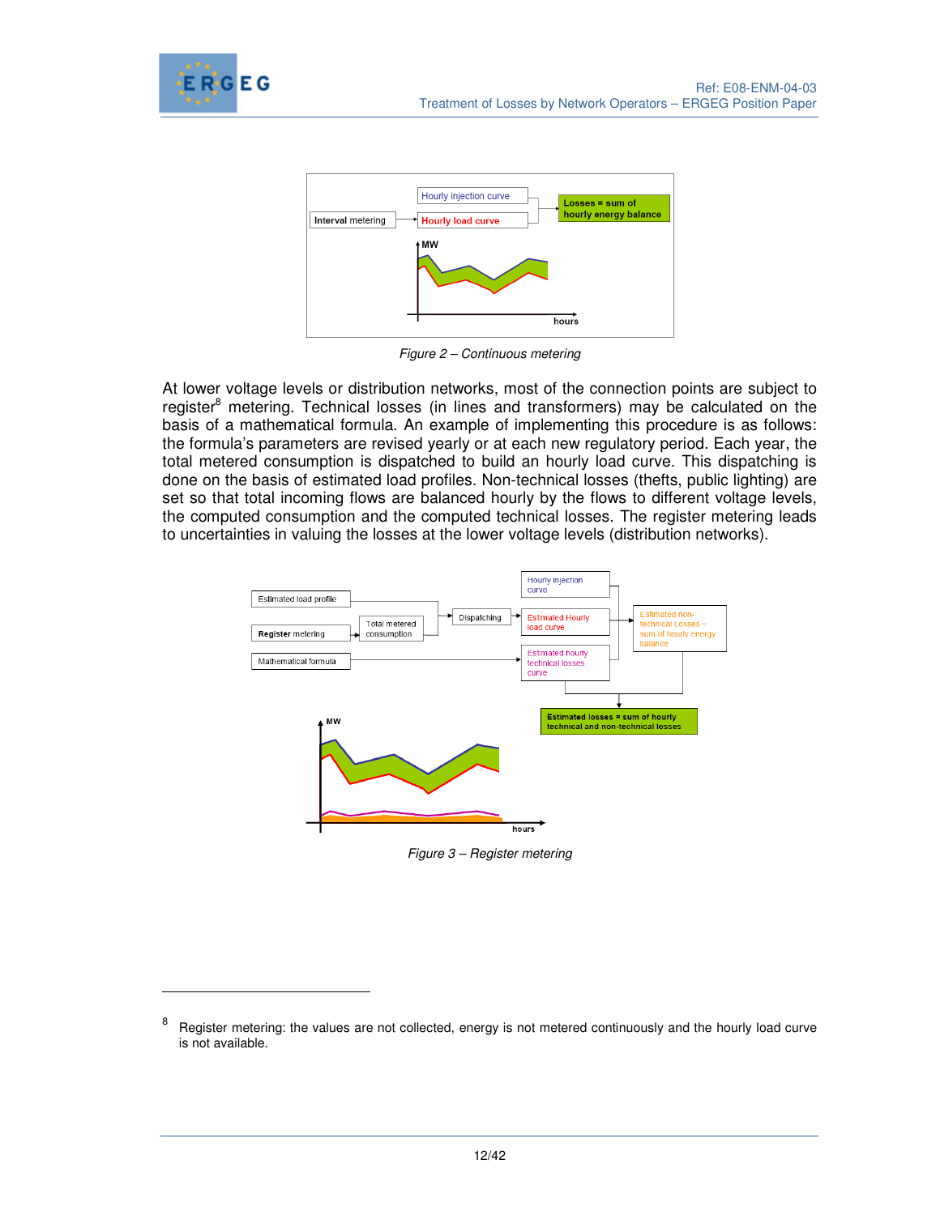Figure 2 – Continuous metering

At lower voltage levels or distribution networks, most of the connection points are subject to register[8] metering. Technical losses (in lines and transformers) may be calculated on the basis of a mathematical formula. An example of implementing this procedure is as follows: the formula's parameters are revised yearly or at each new regulatory period. Each year, the total metered consumption is dispatched to build an hourly load curve. This dispatching is done on the basis of estimated load profiles. Non-technical losses (thefts, public lighting) are set so that total incoming flows are balanced hourly by the flows to different voltage levels, the computed consumption and the computed technical losses. The register metering leads to uncertainties in valuing the losses at the lower voltage levels (distribution networks).

Figure 3 – Register metering

---

8 Register metering: the values are not collected, energy is not metered continuously and the hourly load curve is not available.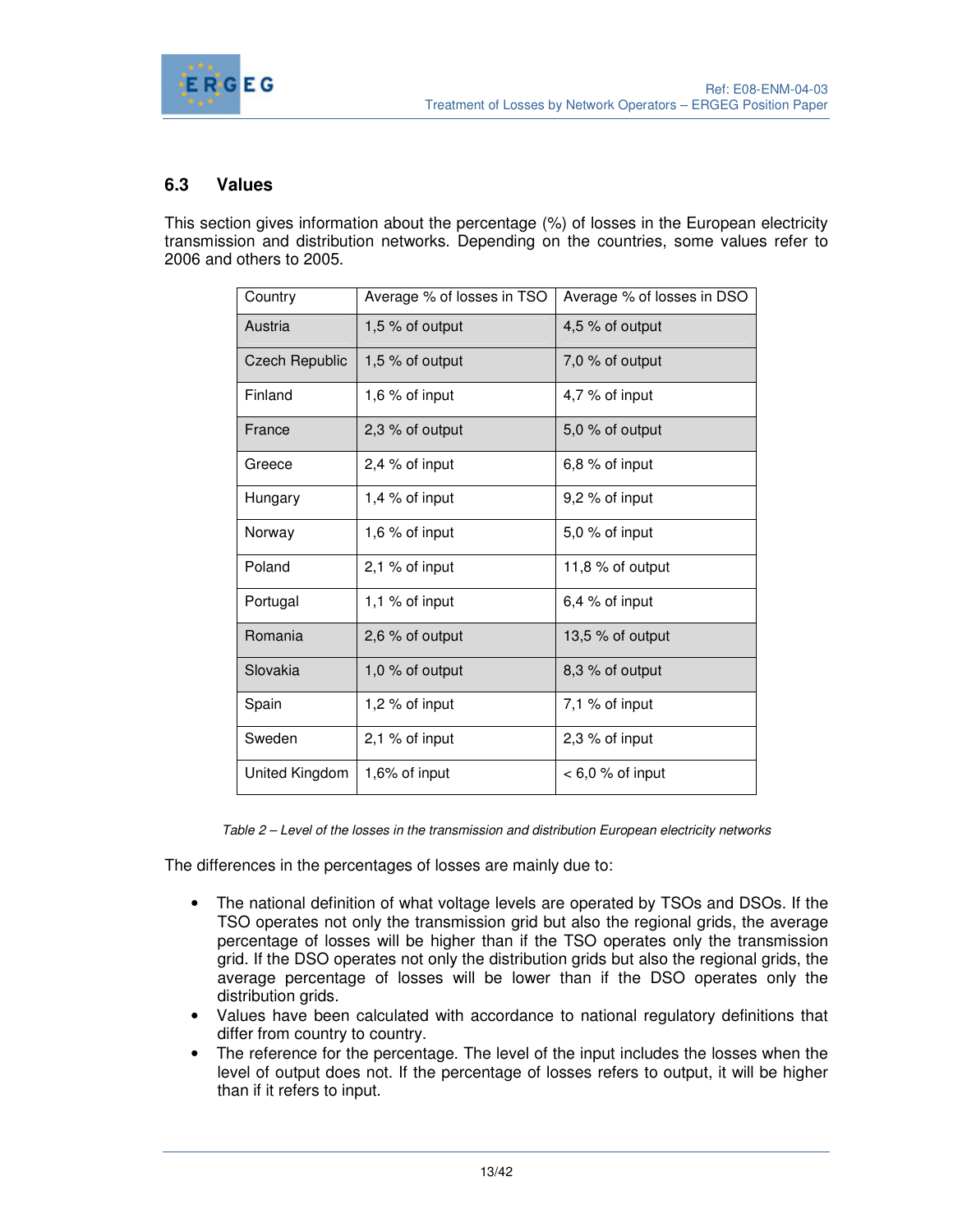## 6.3 Values

This section gives information about the percentage (%) of losses in the European electricity transmission and distribution networks. Depending on the countries, some values refer to 2006 and others to 2005.

| Country | Average % of losses in TSO | Average % of losses in DSO |
|---|---|---|
| Austria | 1,5 % of output | 4,5 % of output |
| Czech Republic | 1,5 % of output | 7,0 % of output |
| Finland | 1,6 % of input | 4,7 % of input |
| France | 2,3 % of output | 5,0 % of output |
| Greece | 2,4 % of input | 6,8 % of input |
| Hungary | 1,4 % of input | 9,2 % of input |
| Norway | 1,6 % of input | 5,0 % of input |
| Poland | 2,1 % of input | 11,8 % of output |
| Portugal | 1,1 % of input | 6,4 % of input |
| Romania | 2,6 % of output | 13,5 % of output |
| Slovakia | 1,0 % of output | 8,3 % of output |
| Spain | 1,2 % of input | 7,1 % of input |
| Sweden | 2,1 % of input | 2,3 % of input |
| United Kingdom | 1,6% of input | < 6,0 % of input |

*Table 2 – Level of the losses in the transmission and distribution European electricity networks*

The differences in the percentages of losses are mainly due to:

- The national definition of what voltage levels are operated by TSOs and DSOs. If the TSO operates not only the transmission grid but also the regional grids, the average percentage of losses will be higher than if the TSO operates only the transmission grid. If the DSO operates not only the distribution grids but also the regional grids, the average percentage of losses will be lower than if the DSO operates only the distribution grids.
- Values have been calculated with accordance to national regulatory definitions that differ from country to country.
- The reference for the percentage. The level of the input includes the losses when the level of output does not. If the percentage of losses refers to output, it will be higher than if it refers to input.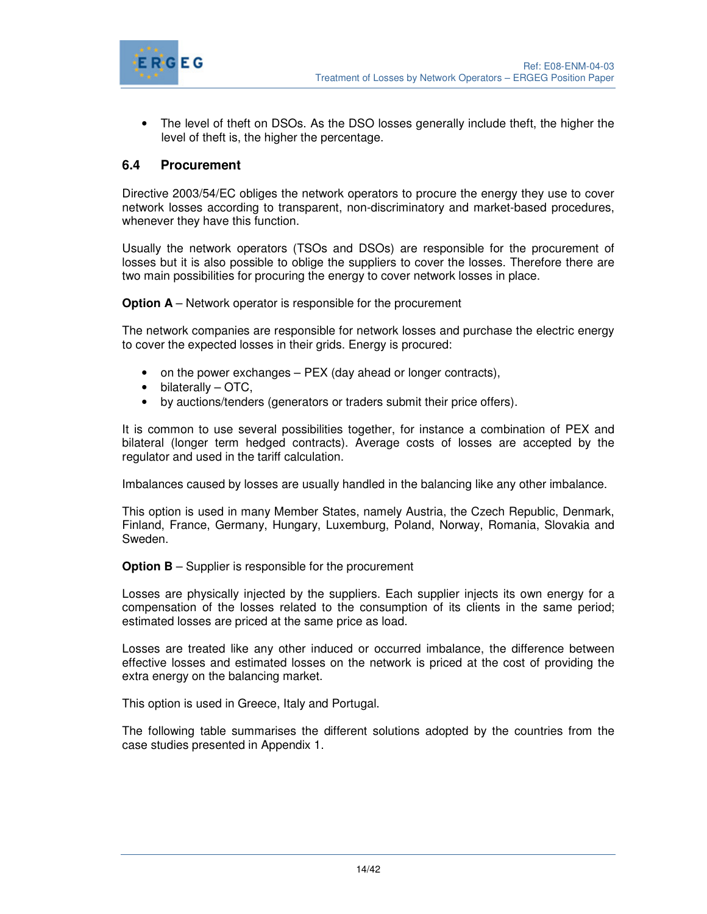- The level of theft on DSOs. As the DSO losses generally include theft, the higher the level of theft is, the higher the percentage.

## 6.4 Procurement

Directive 2003/54/EC obliges the network operators to procure the energy they use to cover network losses according to transparent, non-discriminatory and market-based procedures, whenever they have this function.

Usually the network operators (TSOs and DSOs) are responsible for the procurement of losses but it is also possible to oblige the suppliers to cover the losses. Therefore there are two main possibilities for procuring the energy to cover network losses in place.

**Option A** – Network operator is responsible for the procurement

The network companies are responsible for network losses and purchase the electric energy to cover the expected losses in their grids. Energy is procured:

- on the power exchanges – PEX (day ahead or longer contracts),
- bilaterally – OTC,
- by auctions/tenders (generators or traders submit their price offers).

It is common to use several possibilities together, for instance a combination of PEX and bilateral (longer term hedged contracts). Average costs of losses are accepted by the regulator and used in the tariff calculation.

Imbalances caused by losses are usually handled in the balancing like any other imbalance.

This option is used in many Member States, namely Austria, the Czech Republic, Denmark, Finland, France, Germany, Hungary, Luxemburg, Poland, Norway, Romania, Slovakia and Sweden.

**Option B** – Supplier is responsible for the procurement

Losses are physically injected by the suppliers. Each supplier injects its own energy for a compensation of the losses related to the consumption of its clients in the same period; estimated losses are priced at the same price as load.

Losses are treated like any other induced or occurred imbalance, the difference between effective losses and estimated losses on the network is priced at the cost of providing the extra energy on the balancing market.

This option is used in Greece, Italy and Portugal.

The following table summarises the different solutions adopted by the countries from the case studies presented in Appendix 1.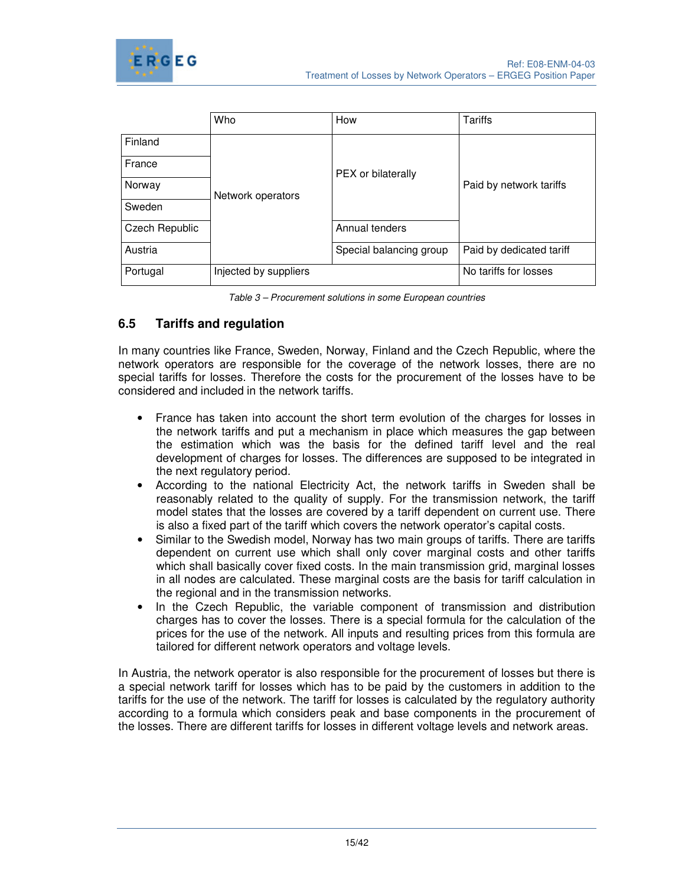|  | Who | How | Tariffs |
|---|---|---|---|
| Finland | Network operators | PEX or bilaterally | Paid by network tariffs |
| France |  |  |  |
| Norway |  |  |  |
| Sweden |  |  |  |
| Czech Republic |  | Annual tenders |  |
| Austria |  | Special balancing group | Paid by dedicated tariff |
| Portugal | Injected by suppliers |  | No tariffs for losses |

*Table 3 – Procurement solutions in some European countries*

## 6.5 Tariffs and regulation

In many countries like France, Sweden, Norway, Finland and the Czech Republic, where the network operators are responsible for the coverage of the network losses, there are no special tariffs for losses. Therefore the costs for the procurement of the losses have to be considered and included in the network tariffs.

- France has taken into account the short term evolution of the charges for losses in the network tariffs and put a mechanism in place which measures the gap between the estimation which was the basis for the defined tariff level and the real development of charges for losses. The differences are supposed to be integrated in the next regulatory period.
- According to the national Electricity Act, the network tariffs in Sweden shall be reasonably related to the quality of supply. For the transmission network, the tariff model states that the losses are covered by a tariff dependent on current use. There is also a fixed part of the tariff which covers the network operator's capital costs.
- Similar to the Swedish model, Norway has two main groups of tariffs. There are tariffs dependent on current use which shall only cover marginal costs and other tariffs which shall basically cover fixed costs. In the main transmission grid, marginal losses in all nodes are calculated. These marginal costs are the basis for tariff calculation in the regional and in the transmission networks.
- In the Czech Republic, the variable component of transmission and distribution charges has to cover the losses. There is a special formula for the calculation of the prices for the use of the network. All inputs and resulting prices from this formula are tailored for different network operators and voltage levels.

In Austria, the network operator is also responsible for the procurement of losses but there is a special network tariff for losses which has to be paid by the customers in addition to the tariffs for the use of the network. The tariff for losses is calculated by the regulatory authority according to a formula which considers peak and base components in the procurement of the losses. There are different tariffs for losses in different voltage levels and network areas.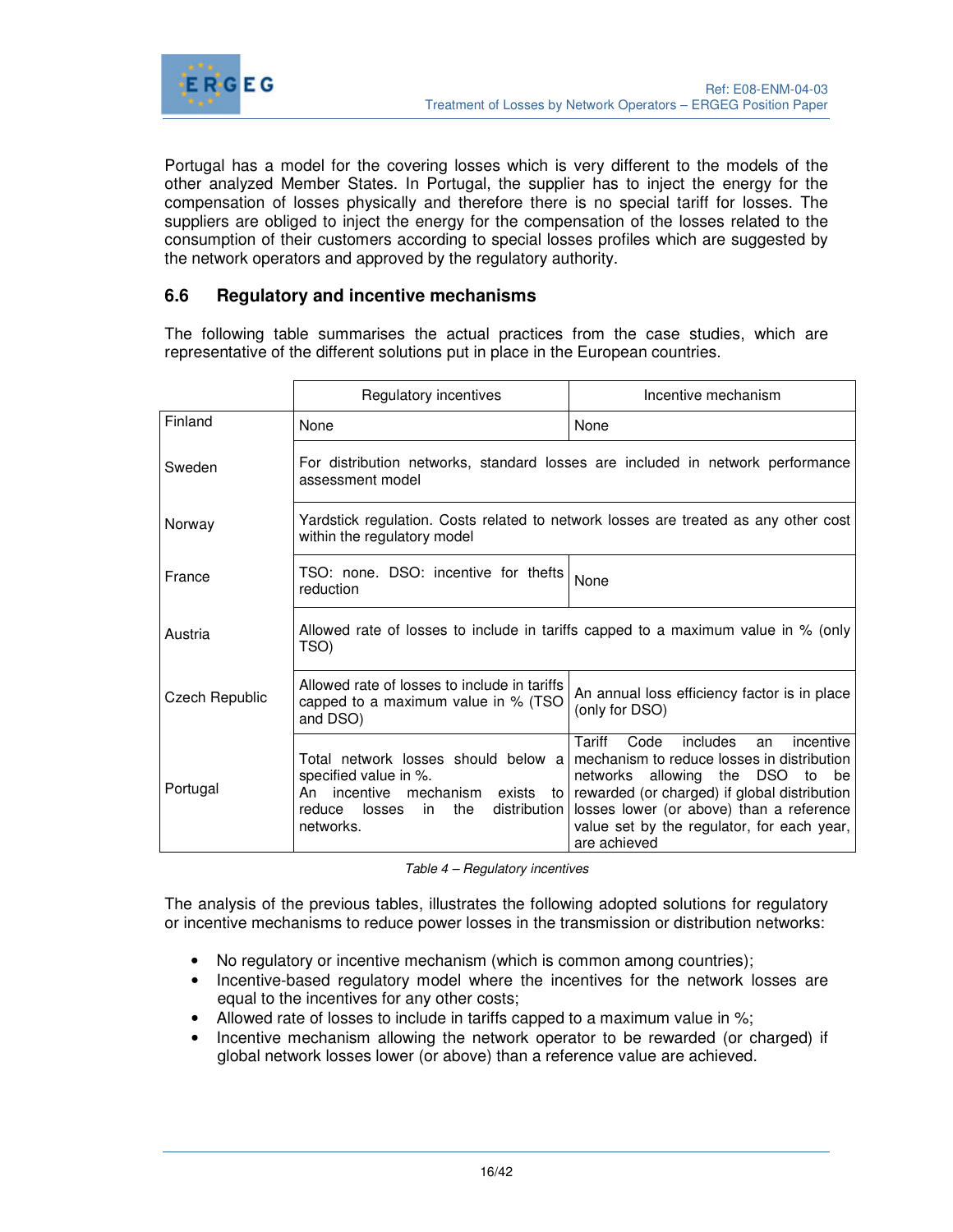Portugal has a model for the covering losses which is very different to the models of the other analyzed Member States. In Portugal, the supplier has to inject the energy for the compensation of losses physically and therefore there is no special tariff for losses. The suppliers are obliged to inject the energy for the compensation of the losses related to the consumption of their customers according to special losses profiles which are suggested by the network operators and approved by the regulatory authority.

## 6.6 Regulatory and incentive mechanisms

The following table summarises the actual practices from the case studies, which are representative of the different solutions put in place in the European countries.

| | Regulatory incentives | Incentive mechanism |
|---|---|---|
| Finland | None | None |
| Sweden | For distribution networks, standard losses are included in network performance assessment model | |
| Norway | Yardstick regulation. Costs related to network losses are treated as any other cost within the regulatory model | |
| France | TSO: none. DSO: incentive for thefts reduction | None |
| Austria | Allowed rate of losses to include in tariffs capped to a maximum value in % (only TSO) | |
| Czech Republic | Allowed rate of losses to include in tariffs capped to a maximum value in % (TSO and DSO) | An annual loss efficiency factor is in place (only for DSO) |
| Portugal | Total network losses should below a specified value in %. An incentive mechanism exists to reduce losses in the distribution networks. | Tariff Code includes an incentive mechanism to reduce losses in distribution networks allowing the DSO to be rewarded (or charged) if global distribution losses lower (or above) than a reference value set by the regulator, for each year, are achieved |

*Table 4 – Regulatory incentives*

The analysis of the previous tables, illustrates the following adopted solutions for regulatory or incentive mechanisms to reduce power losses in the transmission or distribution networks:

- No regulatory or incentive mechanism (which is common among countries);
- Incentive-based regulatory model where the incentives for the network losses are equal to the incentives for any other costs;
- Allowed rate of losses to include in tariffs capped to a maximum value in %;
- Incentive mechanism allowing the network operator to be rewarded (or charged) if global network losses lower (or above) than a reference value are achieved.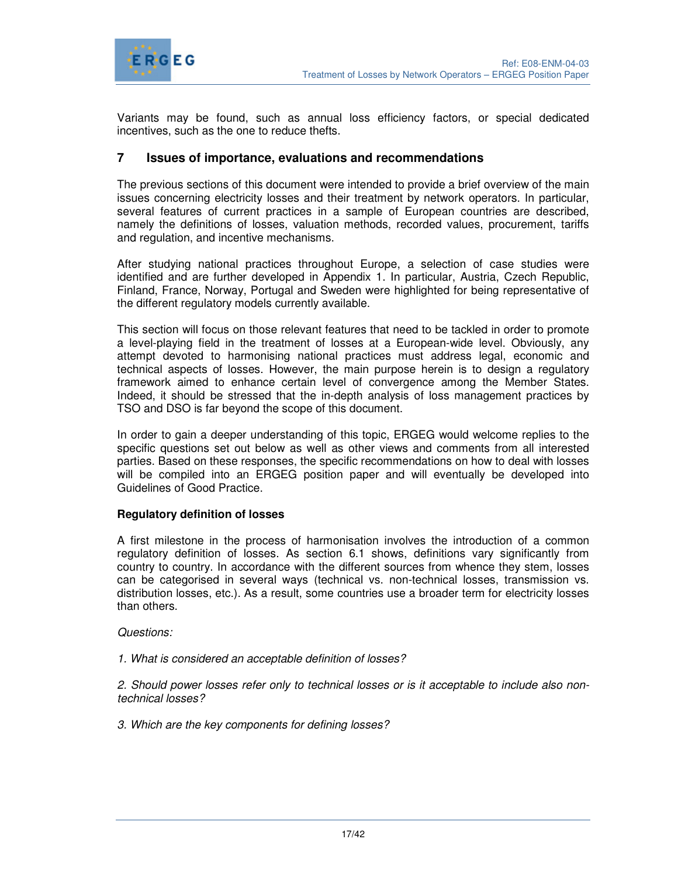Variants may be found, such as annual loss efficiency factors, or special dedicated incentives, such as the one to reduce thefts.

## 7 Issues of importance, evaluations and recommendations

The previous sections of this document were intended to provide a brief overview of the main issues concerning electricity losses and their treatment by network operators. In particular, several features of current practices in a sample of European countries are described, namely the definitions of losses, valuation methods, recorded values, procurement, tariffs and regulation, and incentive mechanisms.

After studying national practices throughout Europe, a selection of case studies were identified and are further developed in Appendix 1. In particular, Austria, Czech Republic, Finland, France, Norway, Portugal and Sweden were highlighted for being representative of the different regulatory models currently available.

This section will focus on those relevant features that need to be tackled in order to promote a level-playing field in the treatment of losses at a European-wide level. Obviously, any attempt devoted to harmonising national practices must address legal, economic and technical aspects of losses. However, the main purpose herein is to design a regulatory framework aimed to enhance certain level of convergence among the Member States. Indeed, it should be stressed that the in-depth analysis of loss management practices by TSO and DSO is far beyond the scope of this document.

In order to gain a deeper understanding of this topic, ERGEG would welcome replies to the specific questions set out below as well as other views and comments from all interested parties. Based on these responses, the specific recommendations on how to deal with losses will be compiled into an ERGEG position paper and will eventually be developed into Guidelines of Good Practice.

**Regulatory definition of losses**

A first milestone in the process of harmonisation involves the introduction of a common regulatory definition of losses. As section 6.1 shows, definitions vary significantly from country to country. In accordance with the different sources from whence they stem, losses can be categorised in several ways (technical vs. non-technical losses, transmission vs. distribution losses, etc.). As a result, some countries use a broader term for electricity losses than others.

*Questions:*

*1. What is considered an acceptable definition of losses?*

*2. Should power losses refer only to technical losses or is it acceptable to include also non-technical losses?*

*3. Which are the key components for defining losses?*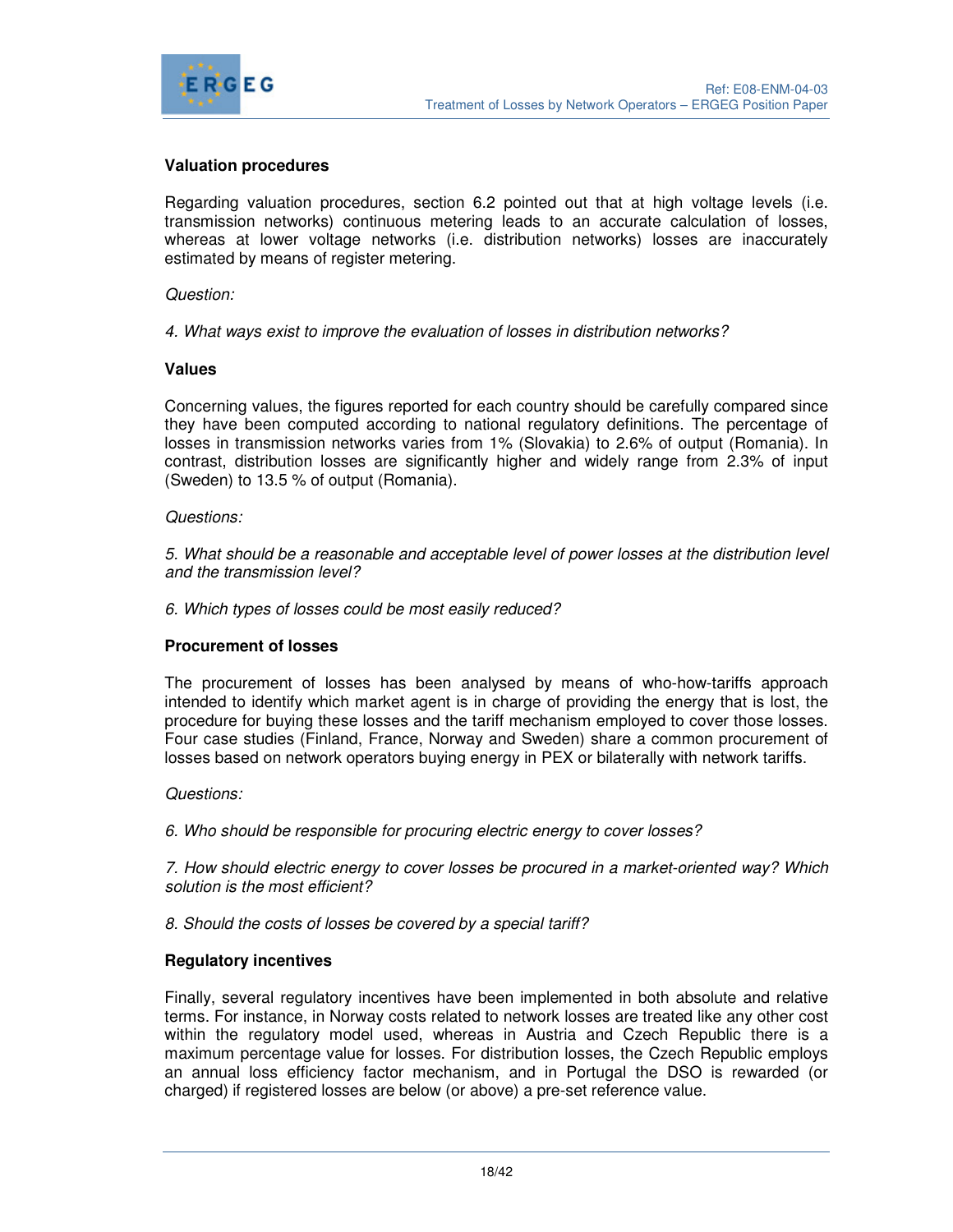**Valuation procedures**

Regarding valuation procedures, section 6.2 pointed out that at high voltage levels (i.e. transmission networks) continuous metering leads to an accurate calculation of losses, whereas at lower voltage networks (i.e. distribution networks) losses are inaccurately estimated by means of register metering.

*Question:*

*4. What ways exist to improve the evaluation of losses in distribution networks?*

**Values**

Concerning values, the figures reported for each country should be carefully compared since they have been computed according to national regulatory definitions. The percentage of losses in transmission networks varies from 1% (Slovakia) to 2.6% of output (Romania). In contrast, distribution losses are significantly higher and widely range from 2.3% of input (Sweden) to 13.5 % of output (Romania).

*Questions:*

*5. What should be a reasonable and acceptable level of power losses at the distribution level and the transmission level?*

*6. Which types of losses could be most easily reduced?*

**Procurement of losses**

The procurement of losses has been analysed by means of who-how-tariffs approach intended to identify which market agent is in charge of providing the energy that is lost, the procedure for buying these losses and the tariff mechanism employed to cover those losses. Four case studies (Finland, France, Norway and Sweden) share a common procurement of losses based on network operators buying energy in PEX or bilaterally with network tariffs.

*Questions:*

*6. Who should be responsible for procuring electric energy to cover losses?*

*7. How should electric energy to cover losses be procured in a market-oriented way? Which solution is the most efficient?*

*8. Should the costs of losses be covered by a special tariff?*

**Regulatory incentives**

Finally, several regulatory incentives have been implemented in both absolute and relative terms. For instance, in Norway costs related to network losses are treated like any other cost within the regulatory model used, whereas in Austria and Czech Republic there is a maximum percentage value for losses. For distribution losses, the Czech Republic employs an annual loss efficiency factor mechanism, and in Portugal the DSO is rewarded (or charged) if registered losses are below (or above) a pre-set reference value.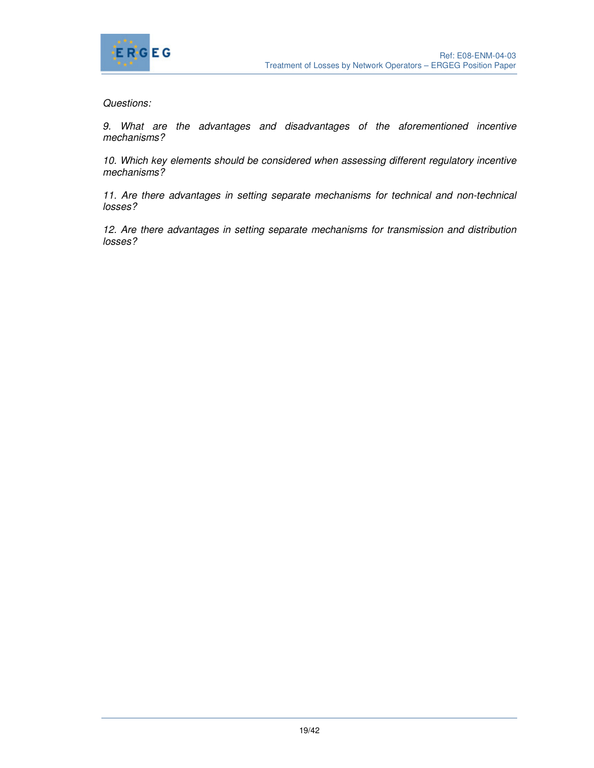*Questions:*

*9. What are the advantages and disadvantages of the aforementioned incentive mechanisms?*

*10. Which key elements should be considered when assessing different regulatory incentive mechanisms?*

*11. Are there advantages in setting separate mechanisms for technical and non-technical losses?*

*12. Are there advantages in setting separate mechanisms for transmission and distribution losses?*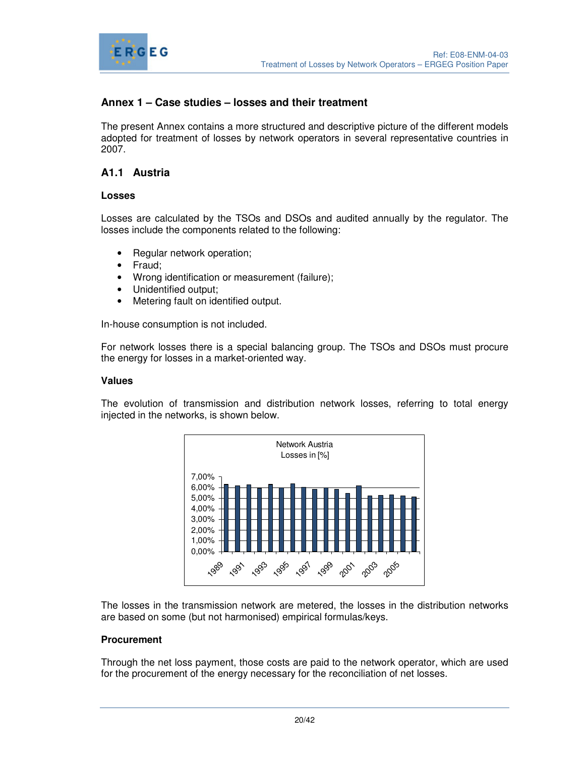## Annex 1 – Case studies – losses and their treatment

The present Annex contains a more structured and descriptive picture of the different models adopted for treatment of losses by network operators in several representative countries in 2007.

### A1.1 Austria

#### Losses

Losses are calculated by the TSOs and DSOs and audited annually by the regulator. The losses include the components related to the following:

- Regular network operation;
- Fraud;
- Wrong identification or measurement (failure);
- Unidentified output;
- Metering fault on identified output.

In-house consumption is not included.

For network losses there is a special balancing group. The TSOs and DSOs must procure the energy for losses in a market-oriented way.

#### Values

The evolution of transmission and distribution network losses, referring to total energy injected in the networks, is shown below.

Network Austria
Losses in [%]

The losses in the transmission network are metered, the losses in the distribution networks are based on some (but not harmonised) empirical formulas/keys.

#### Procurement

Through the net loss payment, those costs are paid to the network operator, which are used for the procurement of the energy necessary for the reconciliation of net losses.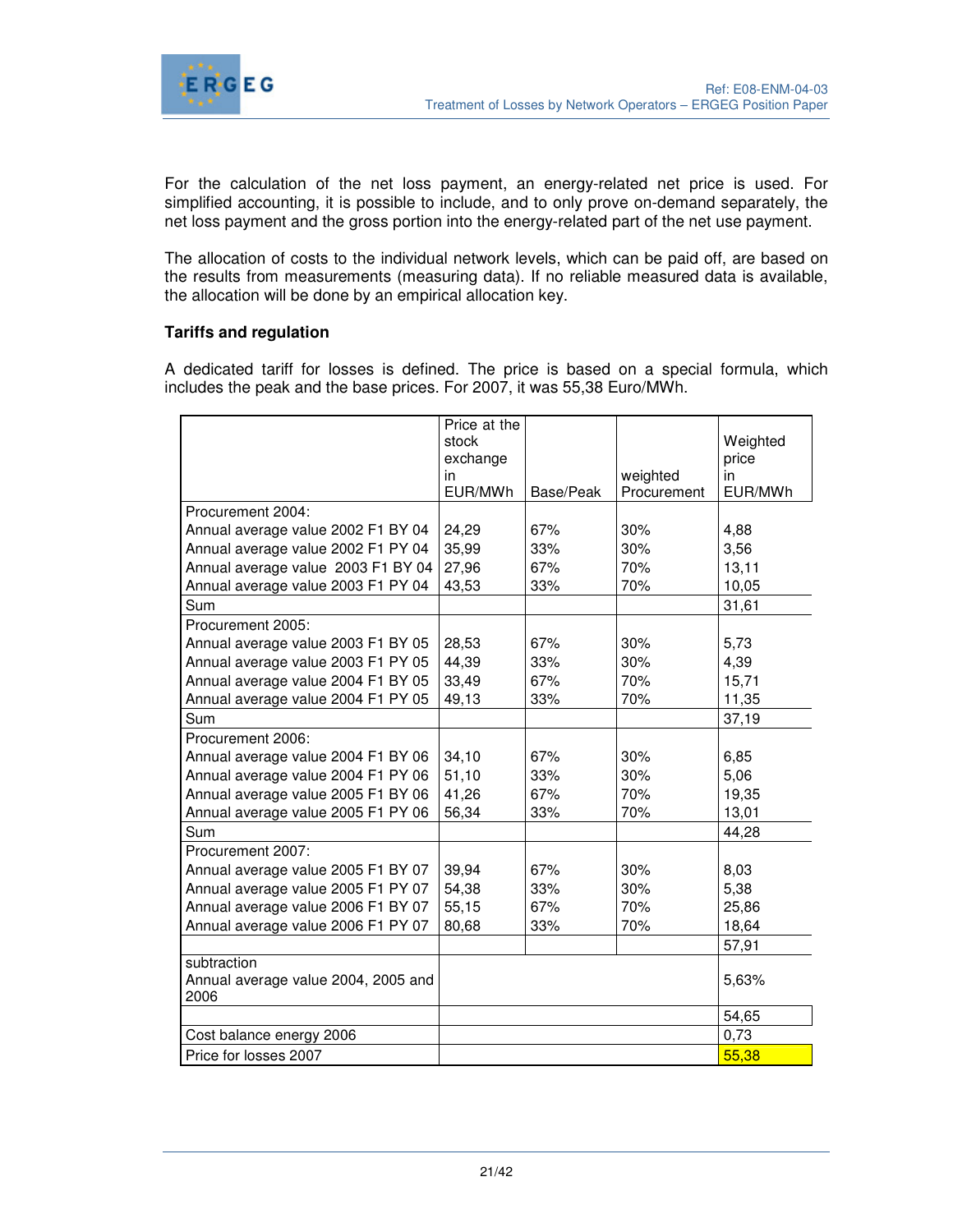For the calculation of the net loss payment, an energy-related net price is used. For simplified accounting, it is possible to include, and to only prove on-demand separately, the net loss payment and the gross portion into the energy-related part of the net use payment.

The allocation of costs to the individual network levels, which can be paid off, are based on the results from measurements (measuring data). If no reliable measured data is available, the allocation will be done by an empirical allocation key.

**Tariffs and regulation**

A dedicated tariff for losses is defined. The price is based on a special formula, which includes the peak and the base prices. For 2007, it was 55,38 Euro/MWh.

| | Price at the stock exchange in EUR/MWh | Base/Peak | weighted Procurement | Weighted price in EUR/MWh |
|---|---|---|---|---|
| Procurement 2004: | | | | |
| Annual average value 2002 F1 BY 04 | 24,29 | 67% | 30% | 4,88 |
| Annual average value 2002 F1 PY 04 | 35,99 | 33% | 30% | 3,56 |
| Annual average value 2003 F1 BY 04 | 27,96 | 67% | 70% | 13,11 |
| Annual average value 2003 F1 PY 04 | 43,53 | 33% | 70% | 10,05 |
| Sum | | | | 31,61 |
| Procurement 2005: | | | | |
| Annual average value 2003 F1 BY 05 | 28,53 | 67% | 30% | 5,73 |
| Annual average value 2003 F1 PY 05 | 44,39 | 33% | 30% | 4,39 |
| Annual average value 2004 F1 BY 05 | 33,49 | 67% | 70% | 15,71 |
| Annual average value 2004 F1 PY 05 | 49,13 | 33% | 70% | 11,35 |
| Sum | | | | 37,19 |
| Procurement 2006: | | | | |
| Annual average value 2004 F1 BY 06 | 34,10 | 67% | 30% | 6,85 |
| Annual average value 2004 F1 PY 06 | 51,10 | 33% | 30% | 5,06 |
| Annual average value 2005 F1 BY 06 | 41,26 | 67% | 70% | 19,35 |
| Annual average value 2005 F1 PY 06 | 56,34 | 33% | 70% | 13,01 |
| Sum | | | | 44,28 |
| Procurement 2007: | | | | |
| Annual average value 2005 F1 BY 07 | 39,94 | 67% | 30% | 8,03 |
| Annual average value 2005 F1 PY 07 | 54,38 | 33% | 30% | 5,38 |
| Annual average value 2006 F1 BY 07 | 55,15 | 67% | 70% | 25,86 |
| Annual average value 2006 F1 PY 07 | 80,68 | 33% | 70% | 18,64 |
| | | | | 57,91 |
| subtraction Annual average value 2004, 2005 and 2006 | | | | 5,63% |
| | | | | 54,65 |
| Cost balance energy 2006 | | | | 0,73 |
| Price for losses 2007 | | | | 55,38 |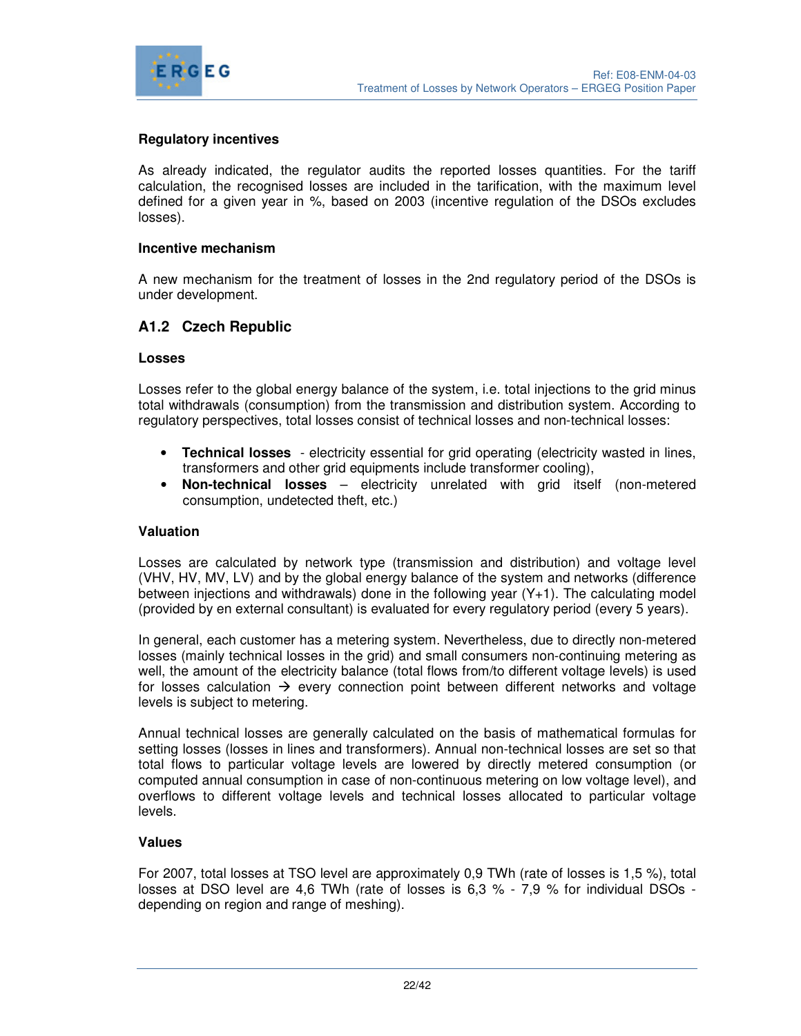### Regulatory incentives

As already indicated, the regulator audits the reported losses quantities. For the tariff calculation, the recognised losses are included in the tarification, with the maximum level defined for a given year in %, based on 2003 (incentive regulation of the DSOs excludes losses).

### Incentive mechanism

A new mechanism for the treatment of losses in the 2nd regulatory period of the DSOs is under development.

## A1.2 Czech Republic

### Losses

Losses refer to the global energy balance of the system, i.e. total injections to the grid minus total withdrawals (consumption) from the transmission and distribution system. According to regulatory perspectives, total losses consist of technical losses and non-technical losses:

- **Technical losses** - electricity essential for grid operating (electricity wasted in lines, transformers and other grid equipments include transformer cooling),
- **Non-technical losses** – electricity unrelated with grid itself (non-metered consumption, undetected theft, etc.)

### Valuation

Losses are calculated by network type (transmission and distribution) and voltage level (VHV, HV, MV, LV) and by the global energy balance of the system and networks (difference between injections and withdrawals) done in the following year (Y+1). The calculating model (provided by en external consultant) is evaluated for every regulatory period (every 5 years).

In general, each customer has a metering system. Nevertheless, due to directly non-metered losses (mainly technical losses in the grid) and small consumers non-continuing metering as well, the amount of the electricity balance (total flows from/to different voltage levels) is used for losses calculation → every connection point between different networks and voltage levels is subject to metering.

Annual technical losses are generally calculated on the basis of mathematical formulas for setting losses (losses in lines and transformers). Annual non-technical losses are set so that total flows to particular voltage levels are lowered by directly metered consumption (or computed annual consumption in case of non-continuous metering on low voltage level), and overflows to different voltage levels and technical losses allocated to particular voltage levels.

### Values

For 2007, total losses at TSO level are approximately 0,9 TWh (rate of losses is 1,5 %), total losses at DSO level are 4,6 TWh (rate of losses is 6,3 % - 7,9 % for individual DSOs - depending on region and range of meshing).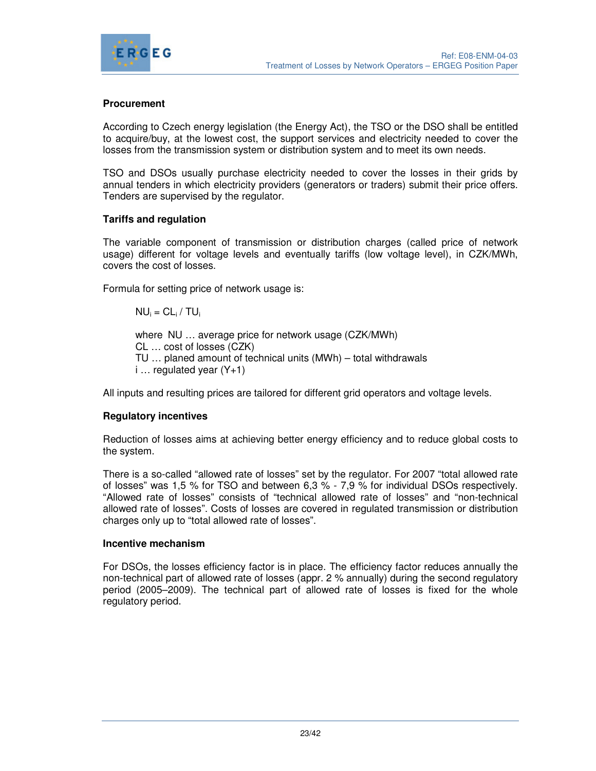**Procurement**

According to Czech energy legislation (the Energy Act), the TSO or the DSO shall be entitled to acquire/buy, at the lowest cost, the support services and electricity needed to cover the losses from the transmission system or distribution system and to meet its own needs.

TSO and DSOs usually purchase electricity needed to cover the losses in their grids by annual tenders in which electricity providers (generators or traders) submit their price offers. Tenders are supervised by the regulator.

**Tariffs and regulation**

The variable component of transmission or distribution charges (called price of network usage) different for voltage levels and eventually tariffs (low voltage level), in CZK/MWh, covers the cost of losses.

Formula for setting price of network usage is:

$$NU_i = CL_i / TU_i$$

where NU … average price for network usage (CZK/MWh)
CL … cost of losses (CZK)
TU … planed amount of technical units (MWh) – total withdrawals
i … regulated year (Y+1)

All inputs and resulting prices are tailored for different grid operators and voltage levels.

**Regulatory incentives**

Reduction of losses aims at achieving better energy efficiency and to reduce global costs to the system.

There is a so-called "allowed rate of losses" set by the regulator. For 2007 "total allowed rate of losses" was 1,5 % for TSO and between 6,3 % - 7,9 % for individual DSOs respectively. "Allowed rate of losses" consists of "technical allowed rate of losses" and "non-technical allowed rate of losses". Costs of losses are covered in regulated transmission or distribution charges only up to "total allowed rate of losses".

**Incentive mechanism**

For DSOs, the losses efficiency factor is in place. The efficiency factor reduces annually the non-technical part of allowed rate of losses (appr. 2 % annually) during the second regulatory period (2005–2009). The technical part of allowed rate of losses is fixed for the whole regulatory period.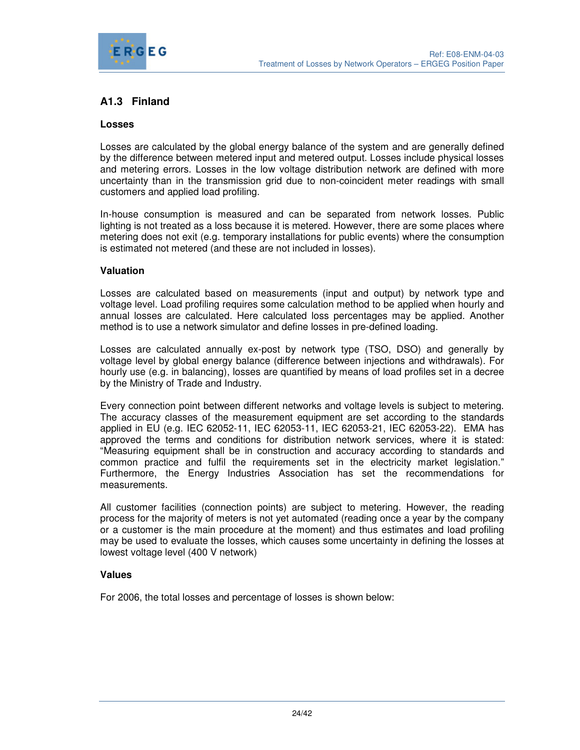## A1.3 Finland

### Losses

Losses are calculated by the global energy balance of the system and are generally defined by the difference between metered input and metered output. Losses include physical losses and metering errors. Losses in the low voltage distribution network are defined with more uncertainty than in the transmission grid due to non-coincident meter readings with small customers and applied load profiling.

In-house consumption is measured and can be separated from network losses. Public lighting is not treated as a loss because it is metered. However, there are some places where metering does not exit (e.g. temporary installations for public events) where the consumption is estimated not metered (and these are not included in losses).

### Valuation

Losses are calculated based on measurements (input and output) by network type and voltage level. Load profiling requires some calculation method to be applied when hourly and annual losses are calculated. Here calculated loss percentages may be applied. Another method is to use a network simulator and define losses in pre-defined loading.

Losses are calculated annually ex-post by network type (TSO, DSO) and generally by voltage level by global energy balance (difference between injections and withdrawals). For hourly use (e.g. in balancing), losses are quantified by means of load profiles set in a decree by the Ministry of Trade and Industry.

Every connection point between different networks and voltage levels is subject to metering. The accuracy classes of the measurement equipment are set according to the standards applied in EU (e.g. IEC 62052-11, IEC 62053-11, IEC 62053-21, IEC 62053-22). EMA has approved the terms and conditions for distribution network services, where it is stated: "Measuring equipment shall be in construction and accuracy according to standards and common practice and fulfil the requirements set in the electricity market legislation." Furthermore, the Energy Industries Association has set the recommendations for measurements.

All customer facilities (connection points) are subject to metering. However, the reading process for the majority of meters is not yet automated (reading once a year by the company or a customer is the main procedure at the moment) and thus estimates and load profiling may be used to evaluate the losses, which causes some uncertainty in defining the losses at lowest voltage level (400 V network)

### Values

For 2006, the total losses and percentage of losses is shown below: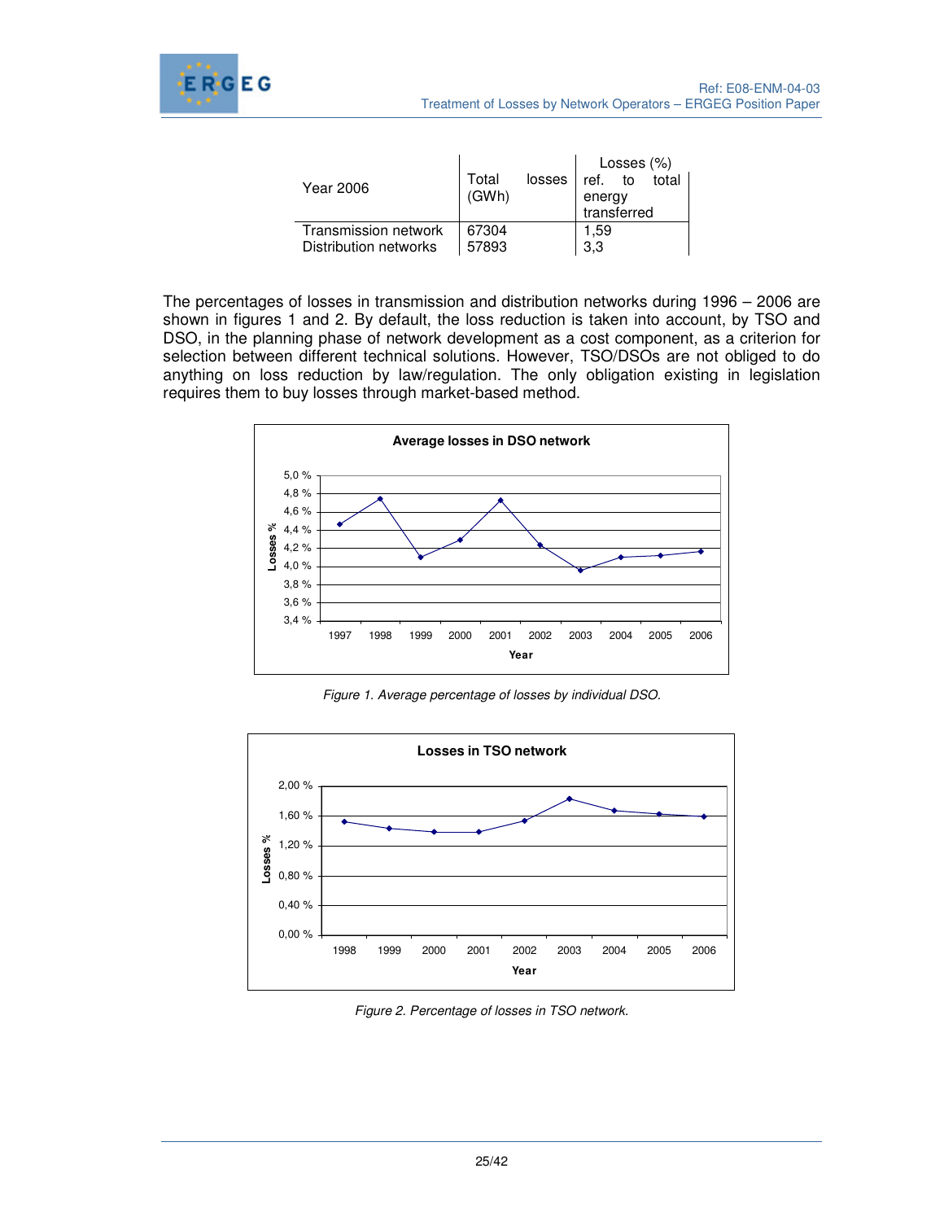| Year 2006 | Total losses (GWh) | Losses (%) ref. to total energy transferred |
|---|---|---|
| Transmission network | 67304 | 1,59 |
| Distribution networks | 57893 | 3,3 |

The percentages of losses in transmission and distribution networks during 1996 – 2006 are shown in figures 1 and 2. By default, the loss reduction is taken into account, by TSO and DSO, in the planning phase of network development as a cost component, as a criterion for selection between different technical solutions. However, TSO/DSOs are not obliged to do anything on loss reduction by law/regulation. The only obligation existing in legislation requires them to buy losses through market-based method.

*Figure 1. Average percentage of losses by individual DSO.*

*Figure 2. Percentage of losses in TSO network.*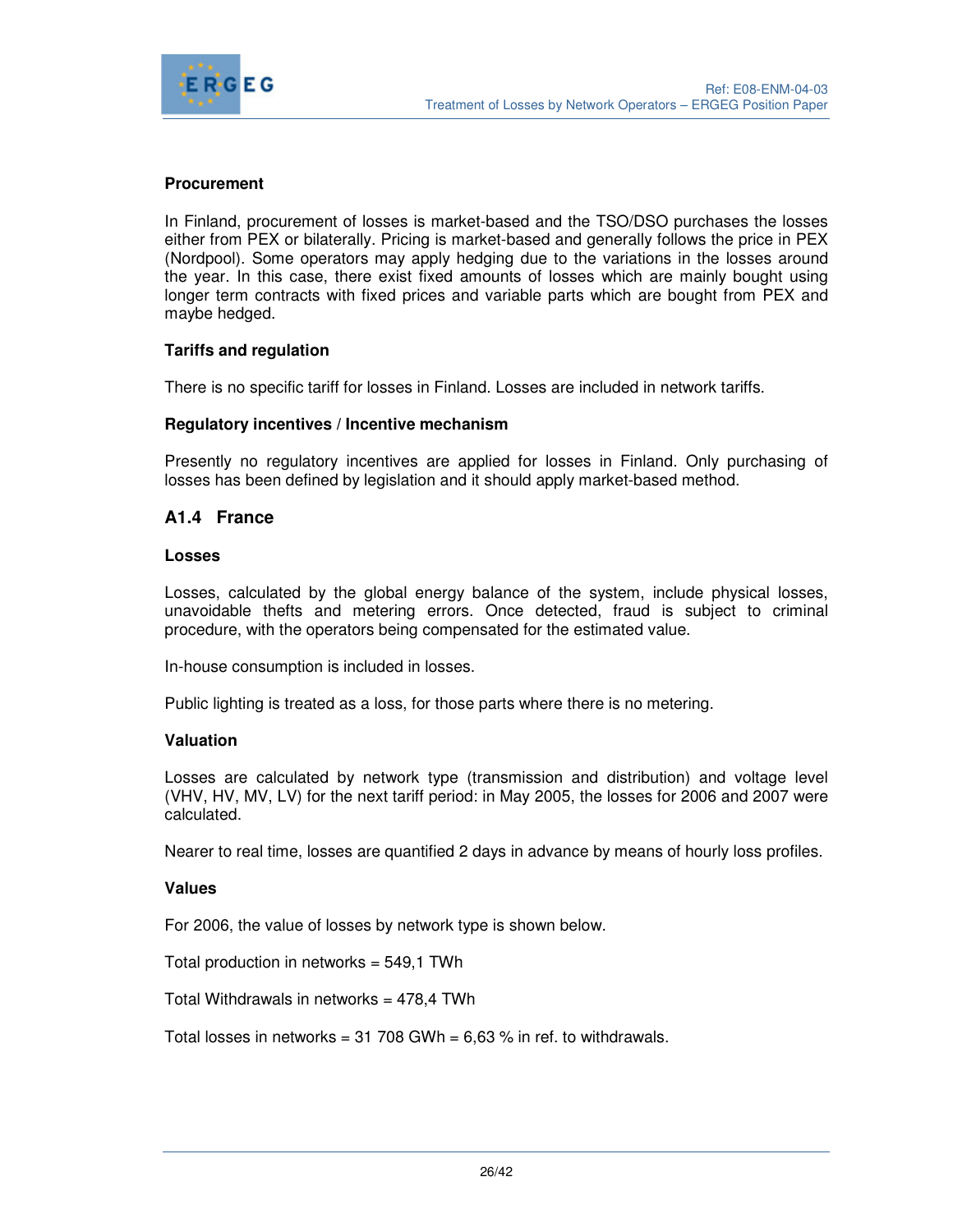**Procurement**

In Finland, procurement of losses is market-based and the TSO/DSO purchases the losses either from PEX or bilaterally. Pricing is market-based and generally follows the price in PEX (Nordpool). Some operators may apply hedging due to the variations in the losses around the year. In this case, there exist fixed amounts of losses which are mainly bought using longer term contracts with fixed prices and variable parts which are bought from PEX and maybe hedged.

**Tariffs and regulation**

There is no specific tariff for losses in Finland. Losses are included in network tariffs.

**Regulatory incentives / Incentive mechanism**

Presently no regulatory incentives are applied for losses in Finland. Only purchasing of losses has been defined by legislation and it should apply market-based method.

## A1.4 France

**Losses**

Losses, calculated by the global energy balance of the system, include physical losses, unavoidable thefts and metering errors. Once detected, fraud is subject to criminal procedure, with the operators being compensated for the estimated value.

In-house consumption is included in losses.

Public lighting is treated as a loss, for those parts where there is no metering.

**Valuation**

Losses are calculated by network type (transmission and distribution) and voltage level (VHV, HV, MV, LV) for the next tariff period: in May 2005, the losses for 2006 and 2007 were calculated.

Nearer to real time, losses are quantified 2 days in advance by means of hourly loss profiles.

**Values**

For 2006, the value of losses by network type is shown below.

Total production in networks = 549,1 TWh

Total Withdrawals in networks = 478,4 TWh

Total losses in networks = 31 708 GWh = 6,63 % in ref. to withdrawals.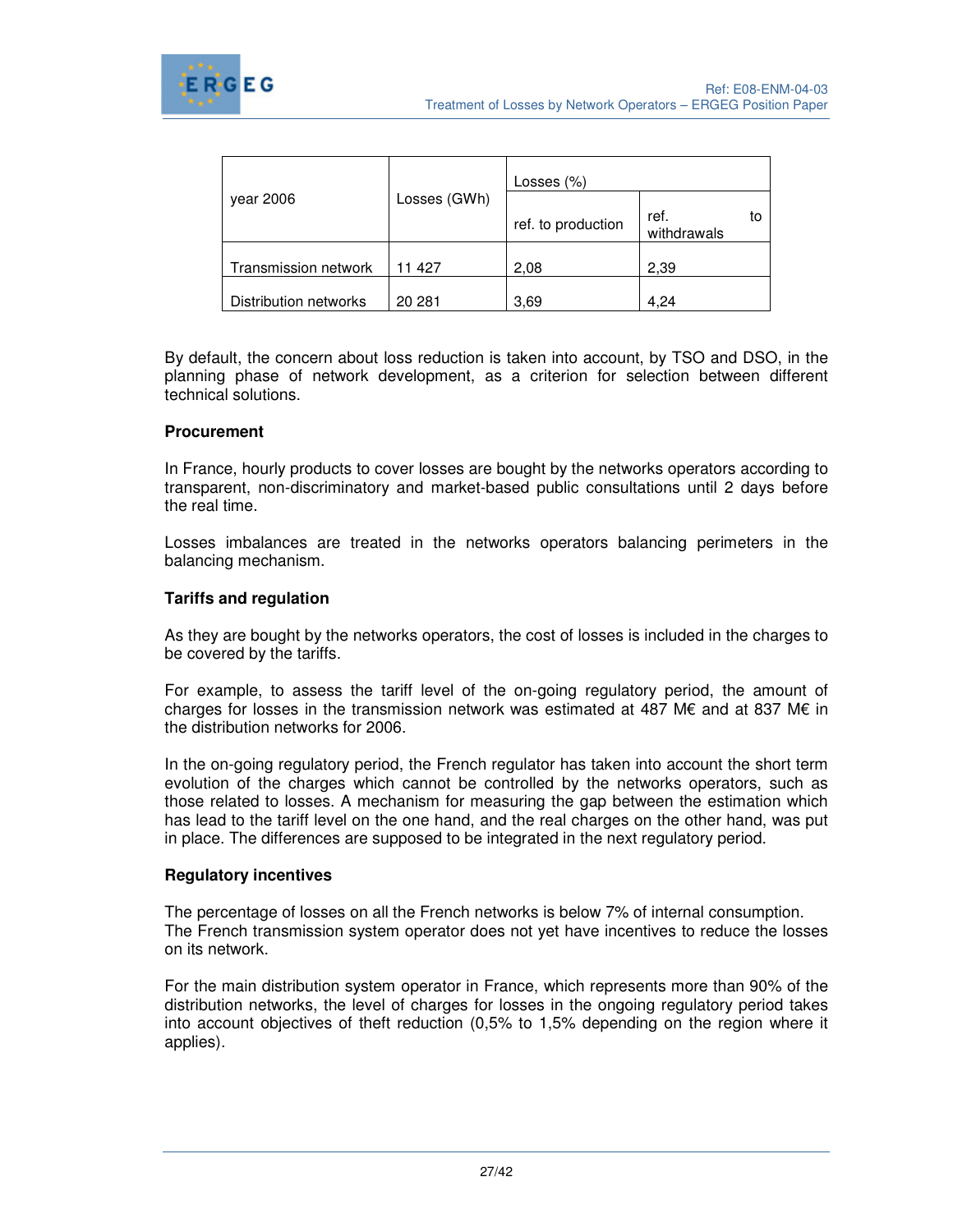| year 2006 | Losses (GWh) | Losses (%) | |
|---|---|---|---|
| | | ref. to production | ref. to withdrawals |
| Transmission network | 11 427 | 2,08 | 2,39 |
| Distribution networks | 20 281 | 3,69 | 4,24 |

By default, the concern about loss reduction is taken into account, by TSO and DSO, in the planning phase of network development, as a criterion for selection between different technical solutions.

**Procurement**

In France, hourly products to cover losses are bought by the networks operators according to transparent, non-discriminatory and market-based public consultations until 2 days before the real time.

Losses imbalances are treated in the networks operators balancing perimeters in the balancing mechanism.

**Tariffs and regulation**

As they are bought by the networks operators, the cost of losses is included in the charges to be covered by the tariffs.

For example, to assess the tariff level of the on-going regulatory period, the amount of charges for losses in the transmission network was estimated at 487 M€ and at 837 M€ in the distribution networks for 2006.

In the on-going regulatory period, the French regulator has taken into account the short term evolution of the charges which cannot be controlled by the networks operators, such as those related to losses. A mechanism for measuring the gap between the estimation which has lead to the tariff level on the one hand, and the real charges on the other hand, was put in place. The differences are supposed to be integrated in the next regulatory period.

**Regulatory incentives**

The percentage of losses on all the French networks is below 7% of internal consumption.
The French transmission system operator does not yet have incentives to reduce the losses on its network.

For the main distribution system operator in France, which represents more than 90% of the distribution networks, the level of charges for losses in the ongoing regulatory period takes into account objectives of theft reduction (0,5% to 1,5% depending on the region where it applies).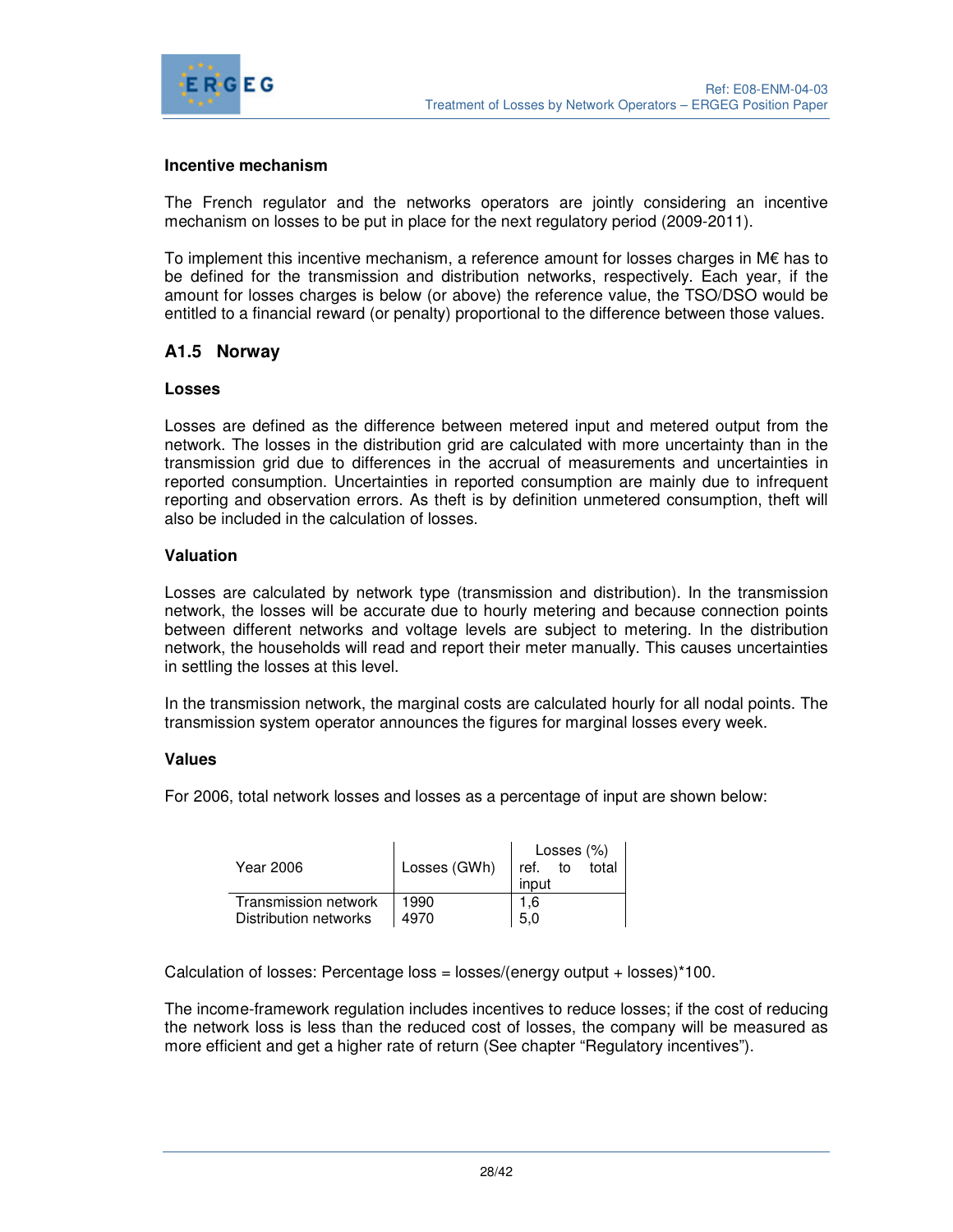**Incentive mechanism**

The French regulator and the networks operators are jointly considering an incentive mechanism on losses to be put in place for the next regulatory period (2009-2011).

To implement this incentive mechanism, a reference amount for losses charges in M€ has to be defined for the transmission and distribution networks, respectively. Each year, if the amount for losses charges is below (or above) the reference value, the TSO/DSO would be entitled to a financial reward (or penalty) proportional to the difference between those values.

## A1.5 Norway

**Losses**

Losses are defined as the difference between metered input and metered output from the network. The losses in the distribution grid are calculated with more uncertainty than in the transmission grid due to differences in the accrual of measurements and uncertainties in reported consumption. Uncertainties in reported consumption are mainly due to infrequent reporting and observation errors. As theft is by definition unmetered consumption, theft will also be included in the calculation of losses.

**Valuation**

Losses are calculated by network type (transmission and distribution). In the transmission network, the losses will be accurate due to hourly metering and because connection points between different networks and voltage levels are subject to metering. In the distribution network, the households will read and report their meter manually. This causes uncertainties in settling the losses at this level.

In the transmission network, the marginal costs are calculated hourly for all nodal points. The transmission system operator announces the figures for marginal losses every week.

**Values**

For 2006, total network losses and losses as a percentage of input are shown below:

| Year 2006 | Losses (GWh) | Losses (%) ref. to total input |
|---|---|---|
| Transmission network | 1990 | 1,6 |
| Distribution networks | 4970 | 5,0 |

Calculation of losses: Percentage loss = losses/(energy output + losses)*100.

The income-framework regulation includes incentives to reduce losses; if the cost of reducing the network loss is less than the reduced cost of losses, the company will be measured as more efficient and get a higher rate of return (See chapter "Regulatory incentives").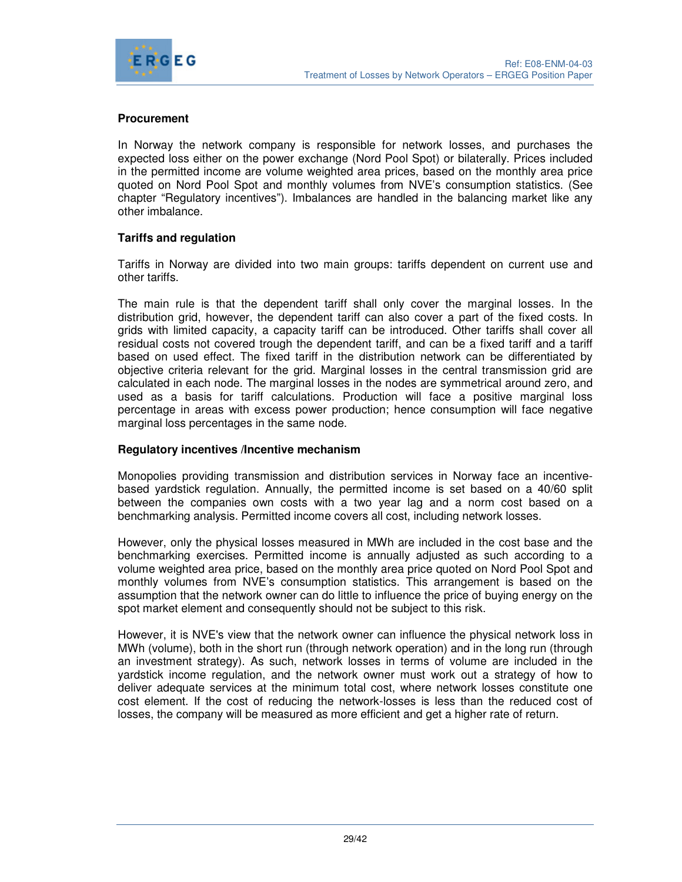**Procurement**

In Norway the network company is responsible for network losses, and purchases the expected loss either on the power exchange (Nord Pool Spot) or bilaterally. Prices included in the permitted income are volume weighted area prices, based on the monthly area price quoted on Nord Pool Spot and monthly volumes from NVE's consumption statistics. (See chapter "Regulatory incentives"). Imbalances are handled in the balancing market like any other imbalance.

**Tariffs and regulation**

Tariffs in Norway are divided into two main groups: tariffs dependent on current use and other tariffs.

The main rule is that the dependent tariff shall only cover the marginal losses. In the distribution grid, however, the dependent tariff can also cover a part of the fixed costs. In grids with limited capacity, a capacity tariff can be introduced. Other tariffs shall cover all residual costs not covered trough the dependent tariff, and can be a fixed tariff and a tariff based on used effect. The fixed tariff in the distribution network can be differentiated by objective criteria relevant for the grid. Marginal losses in the central transmission grid are calculated in each node. The marginal losses in the nodes are symmetrical around zero, and used as a basis for tariff calculations. Production will face a positive marginal loss percentage in areas with excess power production; hence consumption will face negative marginal loss percentages in the same node.

**Regulatory incentives /Incentive mechanism**

Monopolies providing transmission and distribution services in Norway face an incentive-based yardstick regulation. Annually, the permitted income is set based on a 40/60 split between the companies own costs with a two year lag and a norm cost based on a benchmarking analysis. Permitted income covers all cost, including network losses.

However, only the physical losses measured in MWh are included in the cost base and the benchmarking exercises. Permitted income is annually adjusted as such according to a volume weighted area price, based on the monthly area price quoted on Nord Pool Spot and monthly volumes from NVE's consumption statistics. This arrangement is based on the assumption that the network owner can do little to influence the price of buying energy on the spot market element and consequently should not be subject to this risk.

However, it is NVE's view that the network owner can influence the physical network loss in MWh (volume), both in the short run (through network operation) and in the long run (through an investment strategy). As such, network losses in terms of volume are included in the yardstick income regulation, and the network owner must work out a strategy of how to deliver adequate services at the minimum total cost, where network losses constitute one cost element. If the cost of reducing the network-losses is less than the reduced cost of losses, the company will be measured as more efficient and get a higher rate of return.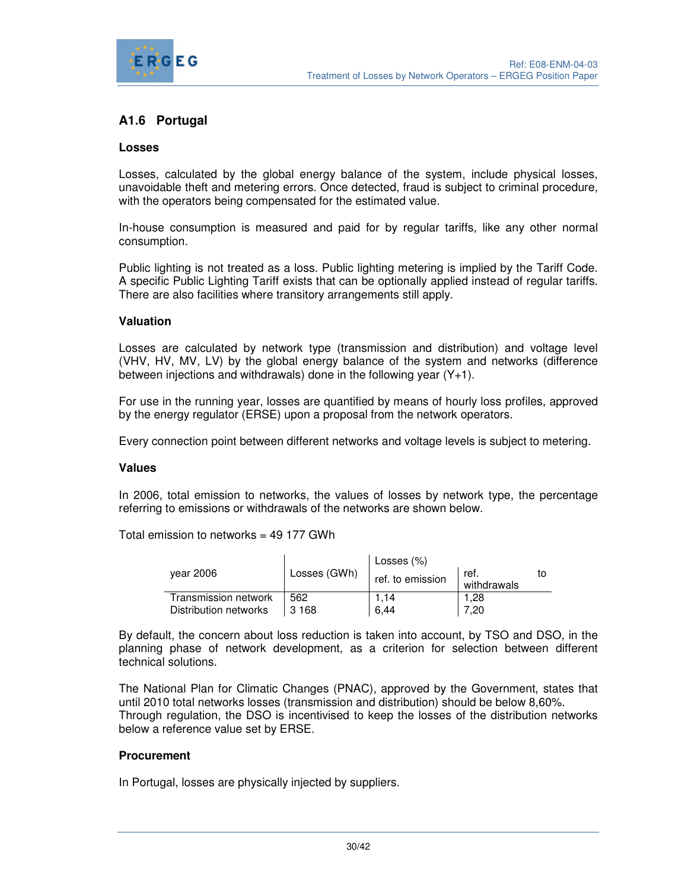## A1.6 Portugal

### Losses

Losses, calculated by the global energy balance of the system, include physical losses, unavoidable theft and metering errors. Once detected, fraud is subject to criminal procedure, with the operators being compensated for the estimated value.

In-house consumption is measured and paid for by regular tariffs, like any other normal consumption.

Public lighting is not treated as a loss. Public lighting metering is implied by the Tariff Code. A specific Public Lighting Tariff exists that can be optionally applied instead of regular tariffs. There are also facilities where transitory arrangements still apply.

### Valuation

Losses are calculated by network type (transmission and distribution) and voltage level (VHV, HV, MV, LV) by the global energy balance of the system and networks (difference between injections and withdrawals) done in the following year (Y+1).

For use in the running year, losses are quantified by means of hourly loss profiles, approved by the energy regulator (ERSE) upon a proposal from the network operators.

Every connection point between different networks and voltage levels is subject to metering.

### Values

In 2006, total emission to networks, the values of losses by network type, the percentage referring to emissions or withdrawals of the networks are shown below.

Total emission to networks = 49 177 GWh

| year 2006 | Losses (GWh) | Losses (%) ref. to emission | ref. to withdrawals |
|---|---|---|---|
| Transmission network | 562 | 1,14 | 1,28 |
| Distribution networks | 3 168 | 6,44 | 7,20 |

By default, the concern about loss reduction is taken into account, by TSO and DSO, in the planning phase of network development, as a criterion for selection between different technical solutions.

The National Plan for Climatic Changes (PNAC), approved by the Government, states that until 2010 total networks losses (transmission and distribution) should be below 8,60%. Through regulation, the DSO is incentivised to keep the losses of the distribution networks below a reference value set by ERSE.

### Procurement

In Portugal, losses are physically injected by suppliers.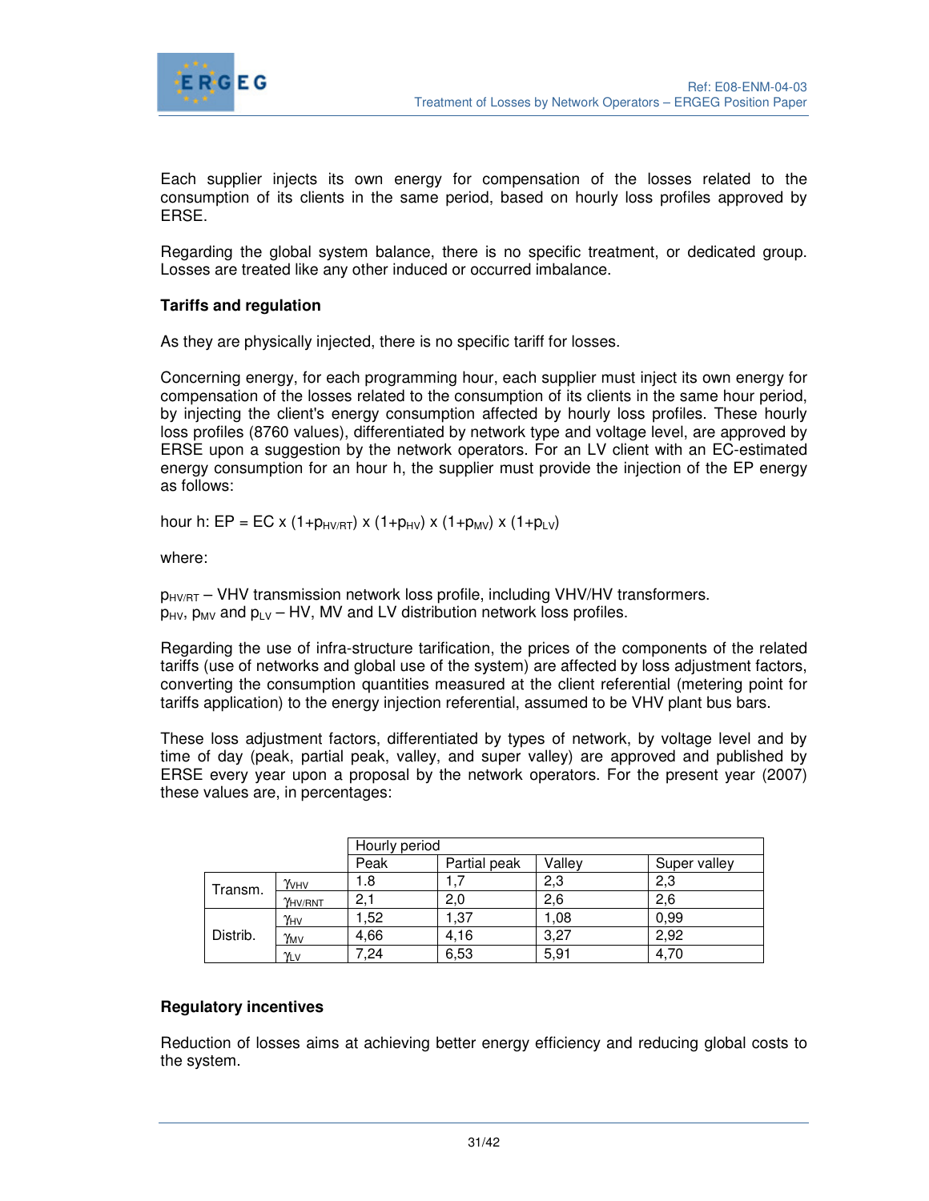Each supplier injects its own energy for compensation of the losses related to the consumption of its clients in the same period, based on hourly loss profiles approved by ERSE.

Regarding the global system balance, there is no specific treatment, or dedicated group. Losses are treated like any other induced or occurred imbalance.

### Tariffs and regulation

As they are physically injected, there is no specific tariff for losses.

Concerning energy, for each programming hour, each supplier must inject its own energy for compensation of the losses related to the consumption of its clients in the same hour period, by injecting the client's energy consumption affected by hourly loss profiles. These hourly loss profiles (8760 values), differentiated by network type and voltage level, are approved by ERSE upon a suggestion by the network operators. For an LV client with an EC-estimated energy consumption for an hour h, the supplier must provide the injection of the EP energy as follows:

hour h: $EP = EC \times (1+p_{HV/RT}) \times (1+p_{HV}) \times (1+p_{MV}) \times (1+p_{LV})$

where:

$p_{HV/RT}$ – VHV transmission network loss profile, including VHV/HV transformers.
$p_{HV}$, $p_{MV}$ and $p_{LV}$ – HV, MV and LV distribution network loss profiles.

Regarding the use of infra-structure tarification, the prices of the components of the related tariffs (use of networks and global use of the system) are affected by loss adjustment factors, converting the consumption quantities measured at the client referential (metering point for tariffs application) to the energy injection referential, assumed to be VHV plant bus bars.

These loss adjustment factors, differentiated by types of network, by voltage level and by time of day (peak, partial peak, valley, and super valley) are approved and published by ERSE every year upon a proposal by the network operators. For the present year (2007) these values are, in percentages:

| | | Hourly period | | | |
|---|---|---|---|---|---|
| | | Peak | Partial peak | Valley | Super valley |
| Transm. | $\gamma_{VHV}$ | 1.8 | 1,7 | 2,3 | 2,3 |
| | $\gamma_{HV/RNT}$ | 2,1 | 2,0 | 2,6 | 2,6 |
| Distrib. | $\gamma_{HV}$ | 1,52 | 1,37 | 1,08 | 0,99 |
| | $\gamma_{MV}$ | 4,66 | 4,16 | 3,27 | 2,92 |
| | $\gamma_{LV}$ | 7,24 | 6,53 | 5,91 | 4,70 |

### Regulatory incentives

Reduction of losses aims at achieving better energy efficiency and reducing global costs to the system.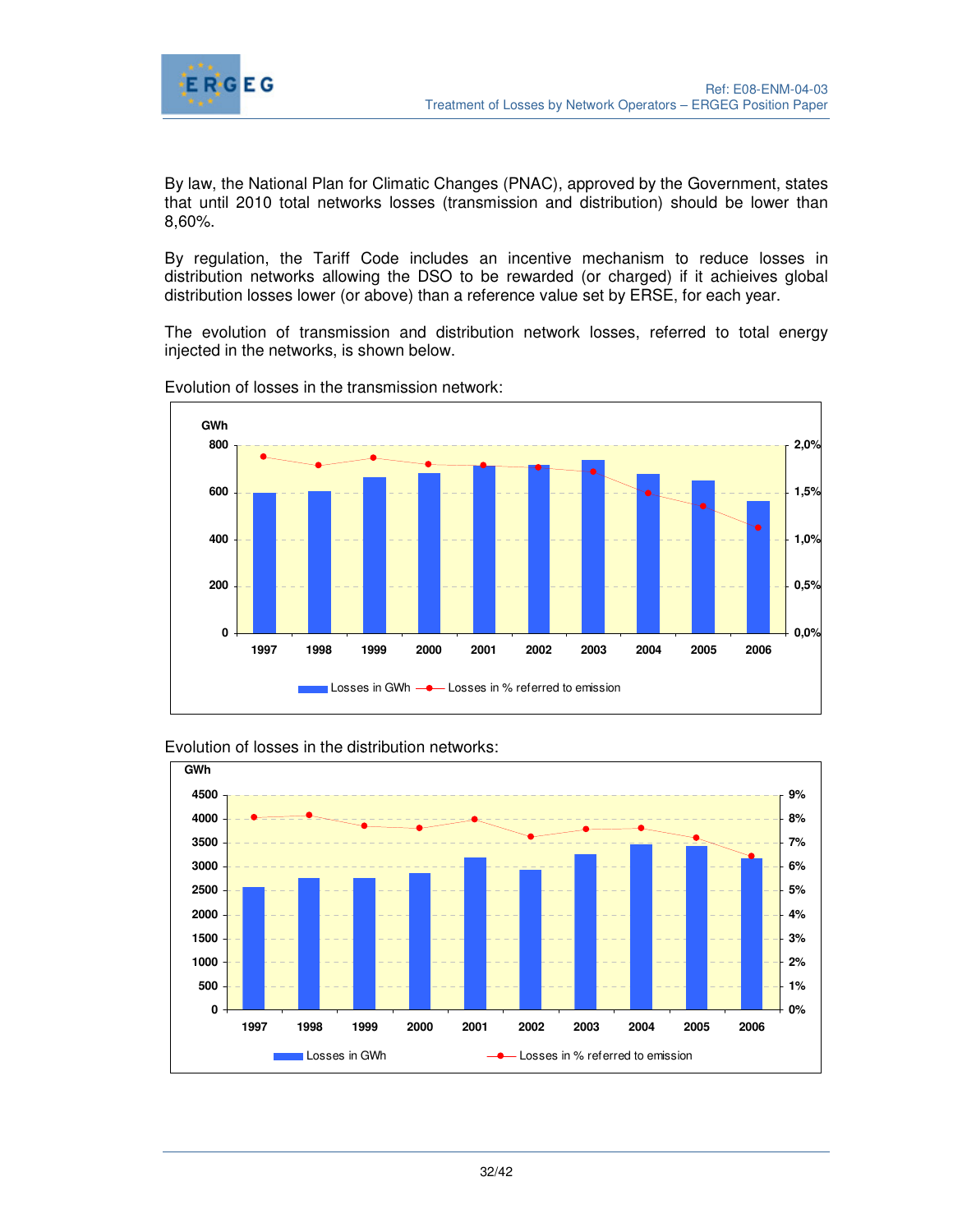By law, the National Plan for Climatic Changes (PNAC), approved by the Government, states that until 2010 total networks losses (transmission and distribution) should be lower than 8,60%.

By regulation, the Tariff Code includes an incentive mechanism to reduce losses in distribution networks allowing the DSO to be rewarded (or charged) if it achieves global distribution losses lower (or above) than a reference value set by ERSE, for each year.

The evolution of transmission and distribution network losses, referred to total energy injected in the networks, is shown below.

Evolution of losses in the transmission network:

Evolution of losses in the distribution networks: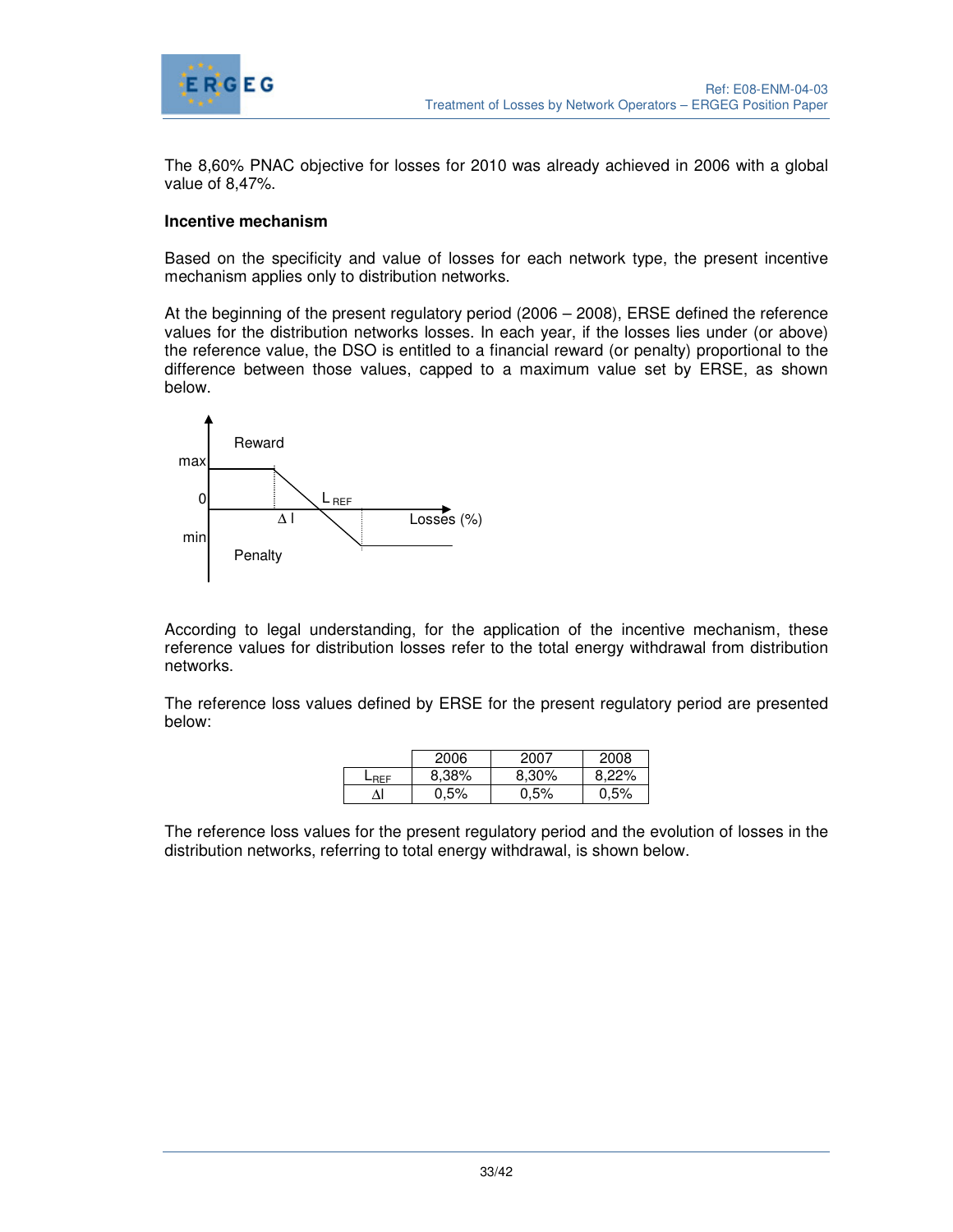The 8,60% PNAC objective for losses for 2010 was already achieved in 2006 with a global value of 8,47%.

**Incentive mechanism**

Based on the specificity and value of losses for each network type, the present incentive mechanism applies only to distribution networks.

At the beginning of the present regulatory period (2006 – 2008), ERSE defined the reference values for the distribution networks losses. In each year, if the losses lies under (or above) the reference value, the DSO is entitled to a financial reward (or penalty) proportional to the difference between those values, capped to a maximum value set by ERSE, as shown below.

According to legal understanding, for the application of the incentive mechanism, these reference values for distribution losses refer to the total energy withdrawal from distribution networks.

The reference loss values defined by ERSE for the present regulatory period are presented below:

| | 2006 | 2007 | 2008 |
|---|---|---|---|
| $L_{REF}$ | 8,38% | 8,30% | 8,22% |
| $\Delta l$ | 0,5% | 0,5% | 0,5% |

The reference loss values for the present regulatory period and the evolution of losses in the distribution networks, referring to total energy withdrawal, is shown below.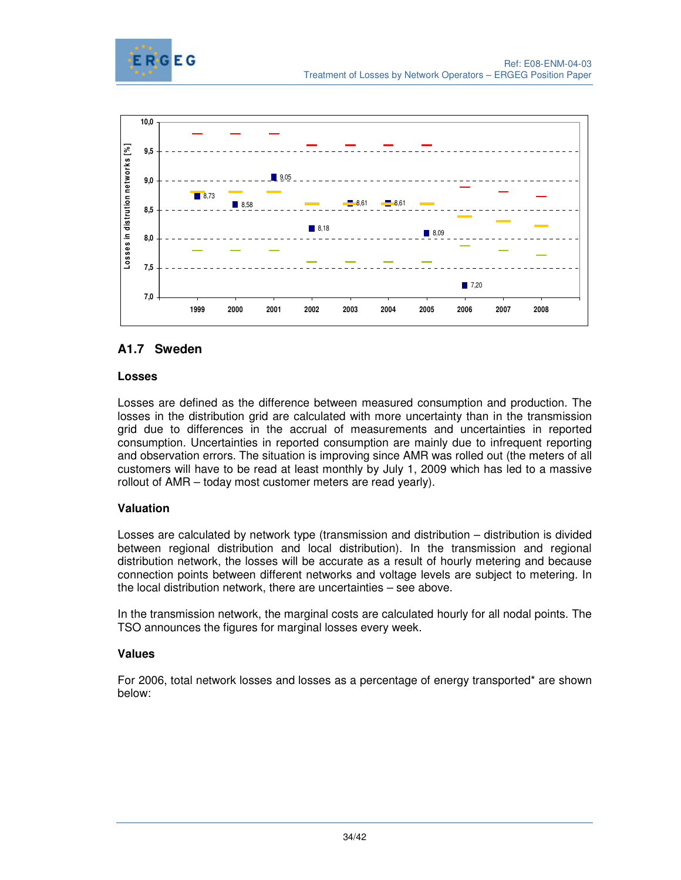## A1.7 Sweden

### Losses

Losses are defined as the difference between measured consumption and production. The losses in the distribution grid are calculated with more uncertainty than in the transmission grid due to differences in the accrual of measurements and uncertainties in reported consumption. Uncertainties in reported consumption are mainly due to infrequent reporting and observation errors. The situation is improving since AMR was rolled out (the meters of all customers will have to be read at least monthly by July 1, 2009 which has led to a massive rollout of AMR – today most customer meters are read yearly).

### Valuation

Losses are calculated by network type (transmission and distribution – distribution is divided between regional distribution and local distribution). In the transmission and regional distribution network, the losses will be accurate as a result of hourly metering and because connection points between different networks and voltage levels are subject to metering. In the local distribution network, there are uncertainties – see above.

In the transmission network, the marginal costs are calculated hourly for all nodal points. The TSO announces the figures for marginal losses every week.

### Values

For 2006, total network losses and losses as a percentage of energy transported* are shown below: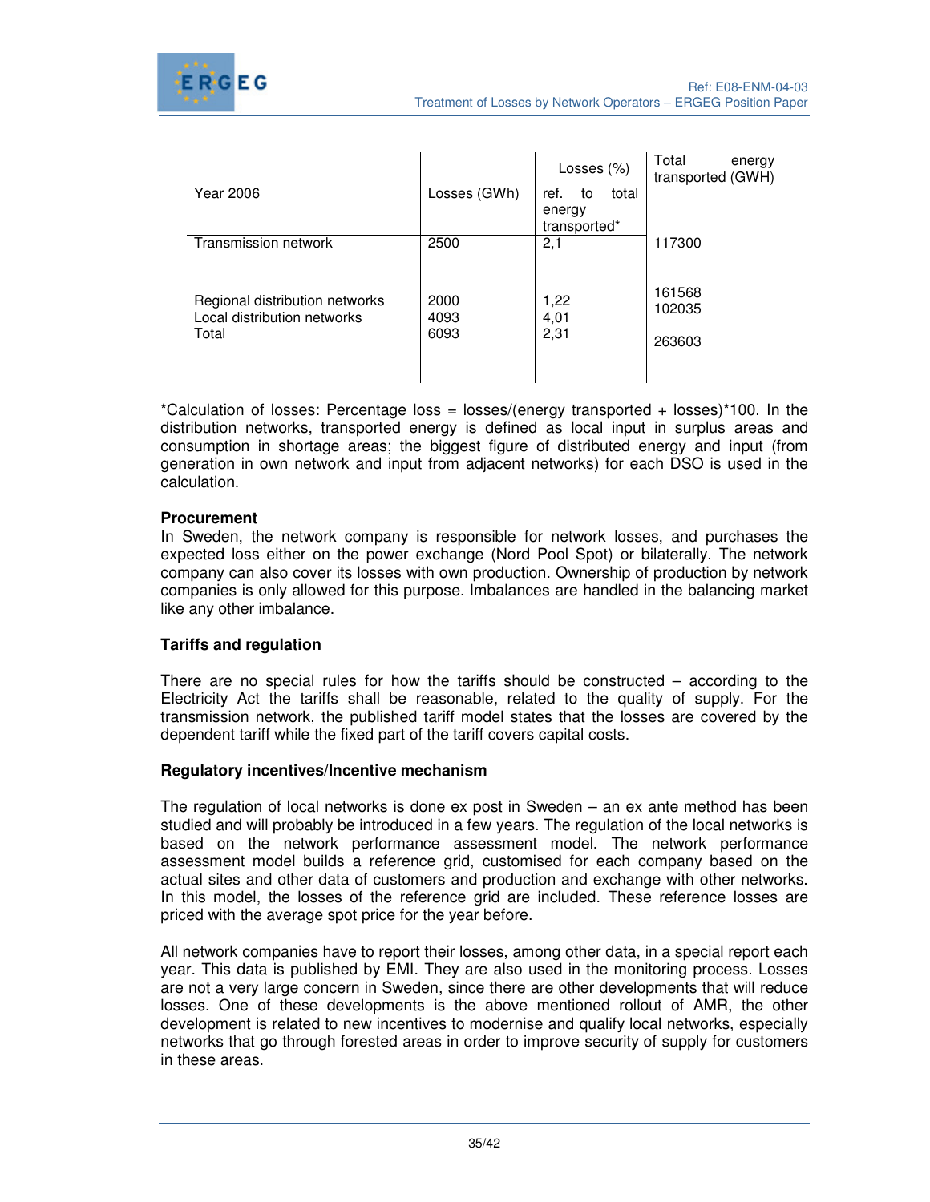| Year 2006 | Losses (GWh) | Losses (%) ref. to total energy transported* | Total energy transported (GWH) |
|---|---|---|---|
| Transmission network | 2500 | 2,1 | 117300 |
| Regional distribution networks | 2000 | 1,22 | 161568 |
| Local distribution networks | 4093 | 4,01 | 102035 |
| Total | 6093 | 2,31 | 263603 |

*Calculation of losses: Percentage loss = losses/(energy transported + losses)*100. In the distribution networks, transported energy is defined as local input in surplus areas and consumption in shortage areas; the biggest figure of distributed energy and input (from generation in own network and input from adjacent networks) for each DSO is used in the calculation.

**Procurement**

In Sweden, the network company is responsible for network losses, and purchases the expected loss either on the power exchange (Nord Pool Spot) or bilaterally. The network company can also cover its losses with own production. Ownership of production by network companies is only allowed for this purpose. Imbalances are handled in the balancing market like any other imbalance.

**Tariffs and regulation**

There are no special rules for how the tariffs should be constructed – according to the Electricity Act the tariffs shall be reasonable, related to the quality of supply. For the transmission network, the published tariff model states that the losses are covered by the dependent tariff while the fixed part of the tariff covers capital costs.

**Regulatory incentives/Incentive mechanism**

The regulation of local networks is done ex post in Sweden – an ex ante method has been studied and will probably be introduced in a few years. The regulation of the local networks is based on the network performance assessment model. The network performance assessment model builds a reference grid, customised for each company based on the actual sites and other data of customers and production and exchange with other networks. In this model, the losses of the reference grid are included. These reference losses are priced with the average spot price for the year before.

All network companies have to report their losses, among other data, in a special report each year. This data is published by EMI. They are also used in the monitoring process. Losses are not a very large concern in Sweden, since there are other developments that will reduce losses. One of these developments is the above mentioned rollout of AMR, the other development is related to new incentives to modernise and qualify local networks, especially networks that go through forested areas in order to improve security of supply for customers in these areas.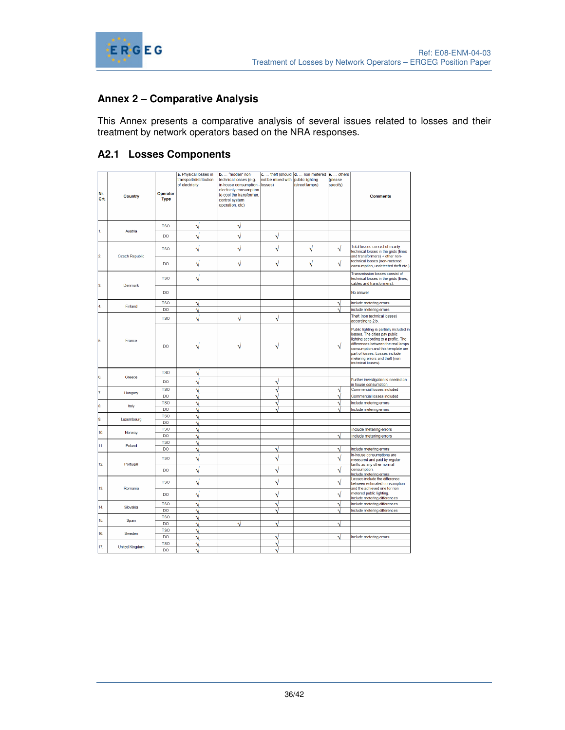## Annex 2 – Comparative Analysis

This Annex presents a comparative analysis of several issues related to losses and their treatment by network operators based on the NRA responses.

### A2.1 Losses Components

| Nr. Crt. | Country | Operator Type | a. Physical losses in transport/distribution of electricity | b. … "hidden" non-technical losses (e.g. in-house consumption - electricity consumption to cool the transformer, control system operation, etc) | c. … theft (should not be mixed with losses) | d. … non-metered public lighting (street lamps) | e. … others (please specify) | Comments |
|---|---|---|---|---|---|---|---|---|
| 1. | Austria | TSO | √ | √ | | | | |
| | | DO | √ | √ | √ | | | |
| 2. | Czech Republic | TSO | √ | √ | √ | √ | √ | Total losses consist of mainly technical losses in the grids (lines and transformers) + other non-technical losses (non-metered consumption, undetected theft etc.) |
| | | DO | √ | √ | √ | √ | √ | |
| 3. | Denmark | TSO | √ | | | | | Transmission losses consist of technical losses in the grids (lines, cables and transformers). |
| | | DO | | | | | | No answer |
| 4. | Finland | TSO | √ | | | | √ | include metering errors |
| | | DO | √ | | | | √ | include metering errors |
| 5. | France | TSO | √ | √ | √ | | | Theft (non technical losses) according to 2.b. |
| | | DO | √ | √ | √ | | √ | Public lighting is partially included in losses. The cities pay public lighting according to a profile. The differences between the real lamps consumption and this template are part of losses. Losses include metering errors and theft (non technical losses). |
| 6. | Greece | TSO | √ | | | | | |
| | | DO | √ | | √ | | | Further investigation is needed on in house consumption |
| 7. | Hungary | TSO | √ | | √ | | √ | Commercial losses included |
| | | DO | √ | | √ | | √ | Commercial losses included |
| 8. | Italy | TSO | √ | | √ | | √ | Include metering errors |
| | | DO | √ | | √ | | √ | Include metering errors |
| 9. | Luxembourg | TSO | √ | | | | | |
| | | DO | √ | | | | | |
| 10. | Norway | TSO | √ | | | | | include metering errors |
| | | DO | √ | | | | √ | include metering errors |
| 11. | Poland | TSO | √ | | | | | |
| | | DO | √ | | √ | | √ | Include metering errors |
| 12. | Portugal | TSO | √ | | √ | | √ | In-house consumptions are measured and paid by regular tariffs as any other normal consumption. Include metering errors |
| | | DO | √ | | √ | | √ | |
| 13. | Romania | TSO | √ | | √ | | √ | Losses include the difference between estimated consumption and the achieved one for non metered public lighting. Include metering differences |
| | | DO | √ | | √ | | √ | |
| 14. | Slovakia | TSO | √ | | √ | | √ | Include metering differences |
| | | DO | √ | | √ | | √ | Include metering differences |
| 15. | Spain | TSO | √ | | | | | |
| | | DO | √ | √ | √ | | √ | |
| 16. | Sweden | TSO | √ | | | | | |
| | | DO | √ | | √ | | √ | Include metering errors |
| 17. | United Kingdom | TSO | √ | | √ | | | |
| | | DO | √ | | √ | | | |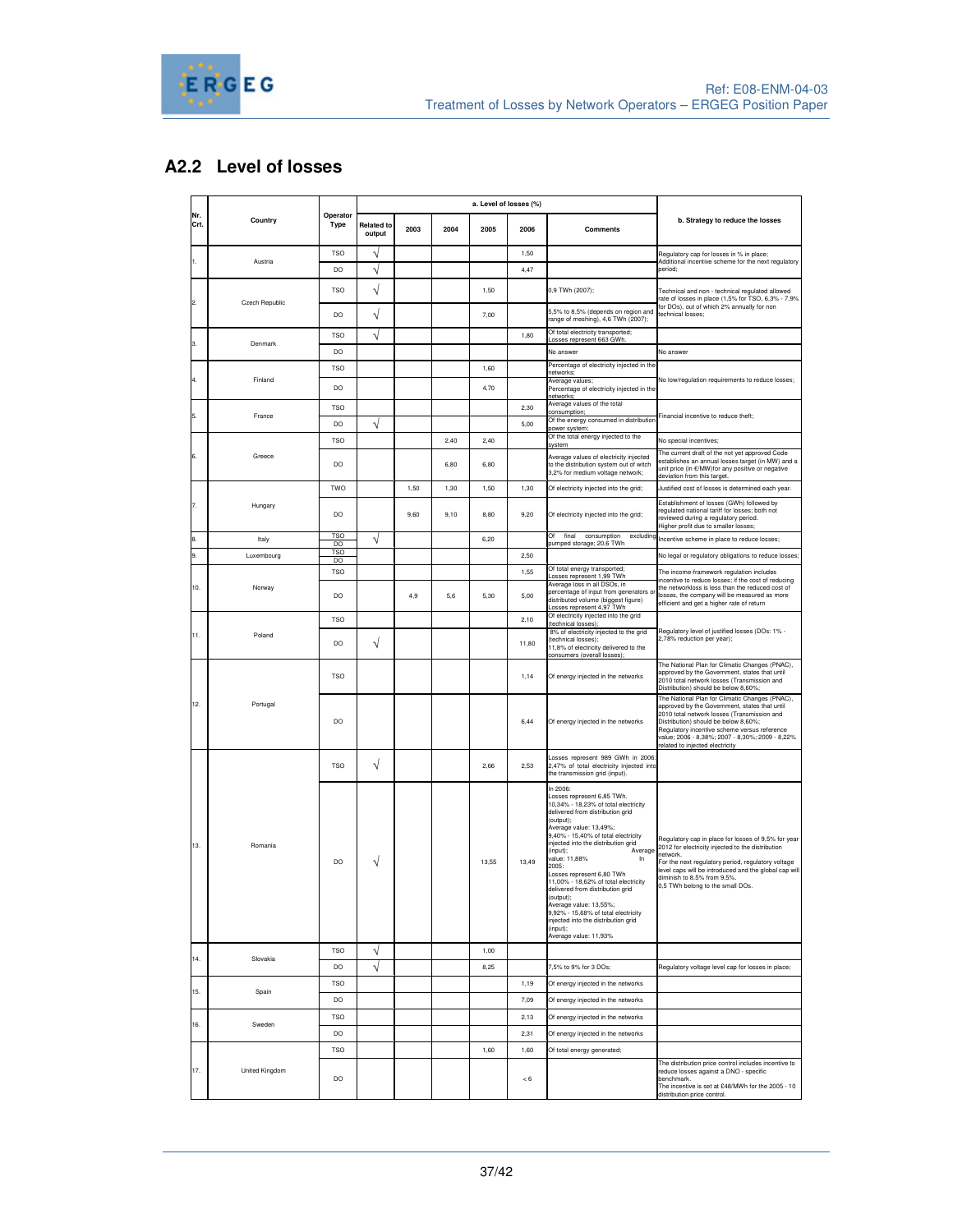## A2.2 Level of losses

| Nr. Crt. | Country | Operator Type | a. Level of losses (%) | | | | | | b. Strategy to reduce the losses |
|---|---|---|---|---|---|---|---|---|---|
| | | | Related to output | 2003 | 2004 | 2005 | 2006 | Comments | |
| 1. | Austria | TSO | √ | | | | 1,50 | | Regulatory cap for losses in % in place; Additional incentive scheme for the next regulatory period; |
| | | DO | √ | | | | 4,47 | | |
| 2. | Czech Republic | TSO | √ | | | 1,50 | | 0,9 TWh (2007); | Technical and non - technical regulated allowed rate of losses in place (1,5% for TSO, 6,3% - 7,9% for DOs), out of which 2% annually for non technical losses; |
| | | DO | √ | | | 7,00 | | 5,5% to 8,5% (depends on region and range of meshing), 4,6 TWh (2007); | |
| 3. | Denmark | TSO | √ | | | | 1,80 | Of total electricity transported; Losses represent 663 GWh. | |
| | | DO | | | | | | No answer | No answer |
| 4. | Finland | TSO | | | | 1,60 | | Percentage of electricity injected in the networks; | No low/regulation requirements to reduce losses; |
| | | DO | | | | 4,70 | | Average values; Percentage of electricity injected in the networks; | |
| 5. | France | TSO | | | | | 2,30 | Average values of the total consumption; | Financial incentive to reduce theft; |
| | | DO | √ | | | | 5,00 | Of the energy consumed in distribution power system; | |
| 6. | Greece | TSO | | | 2,40 | 2,40 | | Of the total energy injected to the system | No special incentives; |
| | | DO | | | 6,80 | 6,80 | | Average values of electricity injected to the distribution system out of witch 3,2% for medium voltage network; | The current draft of the not yet approved Code establishes an annual losses target (in MW) and a unit price (in €/MW)for any positive or negative deviation from this target. |
| 7. | Hungary | TWO | | 1,50 | 1,30 | 1,50 | 1,30 | Of electricity injected into the grid; | Justified cost of losses is determined each year. |
| | | DO | | 9,60 | 9,10 | 8,80 | 9,20 | Of electricity injected into the grid; | Establishment of losses (GWh) followed by regulated national tariff for losses; both not reviewed during a regulatory period. Higher profit due to smaller losses; |
| 8. | Italy | TSO DO | √ | | | 6,20 | | Of final consumption excluding pumped storage; 20,6 TWh | Incentive scheme in place to reduce losses; |
| 9. | Luxembourg | TSO DO | | | | | 2,50 | | No legal or regulatory obligations to reduce losses; |
| 10. | Norway | TSO | | | | | 1,55 | Of total energy transported; Losses represent 1,99 TWh | The income-framework regulation includes incentive to reduce losses; if the cost of reducing the networkloss is less than the reduced cost of losses, the company will be measured as more efficient and get a higher rate of return |
| | | DO | | 4,9 | 5,6 | 5,30 | 5,00 | Average loss in all DSOs, in percentage of input from generators or distributed volume (biggest figure) Losses represent 4,97 TWh | |
| 11. | Poland | TSO | | | | | 2,10 | Of electricity injected into the grid (technical losses); | Regulatory level of justified losses (DOs: 1% - 2,78% reduction per year); |
| | | DO | √ | | | | 11,80 | 8% of electricity injected to the grid (technical losses); 11,8% of electricity delivered to the consumers (overall losses); | |
| 12. | Portugal | TSO | | | | | 1,14 | Of energy injected in the networks | The National Plan for Climatic Changes (PNAC), approved by the Government, states that until 2010 total network losses (Transmission and Distribution) should be below 8,60%; |
| | | DO | | | | | 6,44 | Of energy injected in the networks | The National Plan for Climatic Changes (PNAC), approved by the Government, states that until 2010 total network losses (Transmission and Distribution) should be below 8,60%; Regulatory incentive scheme versus reference value; 2006 - 8,38%; 2007 - 8,30%; 2009 - 8,22% related to injected electricity |
| 13. | Romania | TSO | √ | | | 2,66 | 2,53 | Losses represent 989 GWh in 2006; 2,47% of total electricity injected into the transmission grid (input). | |
| | | DO | √ | | | 13,55 | 13,49 | In 2006: Losses represent 6,85 TWh. 10,34% - 18,23% of total electricity delivered from distribution grid (output); Average value: 13,49%; 9,40% - 15,40% of total electricity injected into the distribution grid (input); Average value: 11,88% In 2005: Losses represent 6,80 TWh 11,00% - 18,62% of total electricity delivered from distribution grid (output); Average value: 13,55%; 9,92% - 15,68% of total electricity injected into the distribution grid (input); Average value: 11,93% | Regulatory cap in place for losses of 9,5% for year 2012 for electricity injected to the distribution network. For the next regulatory period, regulatory voltage level caps will be introduced and the global cap will diminish to 8.5% from 9.5%. 0,5 TWh belong to the small DOs. |
| 14. | Slovakia | TSO | √ | | | 1,00 | | | |
| | | DO | √ | | | 8,25 | | 7,5% to 9% for 3 DOs; | Regulatory voltage level cap for losses in place; |
| 15. | Spain | TSO | | | | | 1,19 | Of energy injected in the networks | |
| | | DO | | | | | 7,09 | Of energy injected in the networks | |
| 16. | Sweden | TSO | | | | | 2,13 | Of energy injected in the networks | |
| | | DO | | | | | 2,31 | Of energy injected in the networks | |
| 17. | United Kingdom | TSO | | | | 1,60 | 1,60 | Of total energy generated; | |
| | | DO | | | | | < 6 | | The distribution price control includes incentive to reduce losses against a DNO - specific benchmark. The incentive is set at £48/MWh for the 2005 - 10 distribution price control. |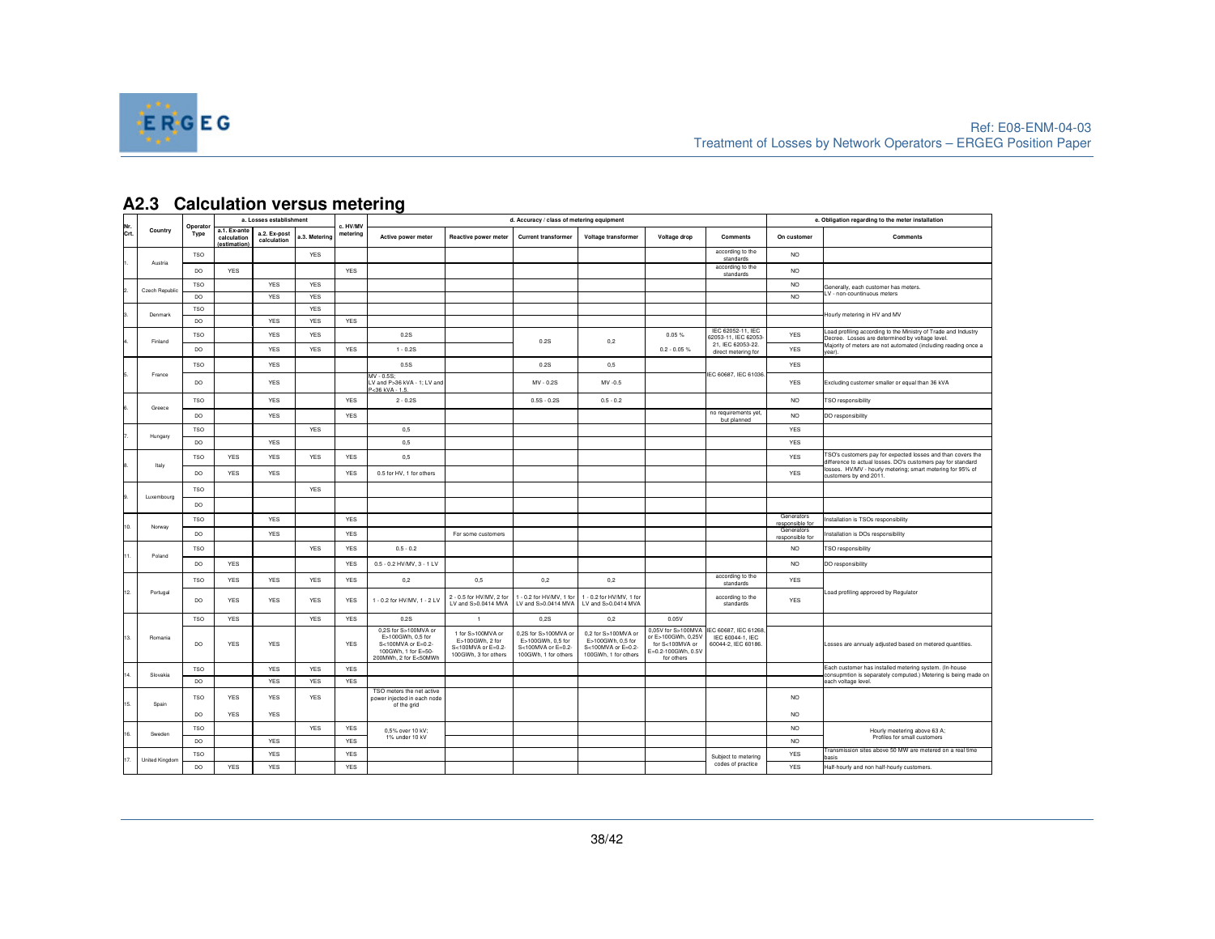## A2.3 Calculation versus metering

| Nr. Crt. | Country | Operator Type | a. Losses establishment | | | c. HV/MV metering | d. Accuracy / class of metering equipment | | | | | | e. Obligation regarding to the meter installation | |
|---|---|---|---|---|---|---|---|---|---|---|---|---|---|---|
| | | | a.1. Ex-ante calculation (estimation) | a.2. Ex-post calculation | a.3. Metering | | Active power meter | Reactive power meter | Current transformer | Voltage transformer | Voltage drop | Comments | On customer | Comments |
| 1. | Austria | TSO | | | YES | | | | | | | according to the standards | NO | |
| | | DO | YES | | | YES | | | | | | according to the standards | NO | |
| 2. | Czech Republic | TSO | | YES | YES | | | | | | | | NO | Generally, each customer has meters. LV - non-countinuous meters |
| | | DO | | YES | YES | | | | | | | | NO | |
| 3. | Denmark | TSO | | | YES | | | | | | | | | Hourly metering in HV and MV |
| | | DO | | YES | YES | YES | | | | | | | | |
| 4. | Finland | TSO | | YES | YES | | 0.2S | | 0.2S | 0,2 | 0.05 % | IEC 62052-11, IEC 62053-11, IEC 62053-21, IEC 62053-22. direct metering for | YES | Load profiling according to the Ministry of Trade and Industry Decree. Losses are determined by voltage level. Majority of meters are not automated (including reading once a year). |
| | | DO | | YES | YES | YES | 1 - 0.2S | | | | 0.2 - 0.05 % | | YES | |
| 5. | France | TSO | | YES | | | 0.5S | | 0.2S | 0,5 | | IEC 60687, IEC 61036. | YES | |
| | | DO | | YES | | | MV - 0.5S; LV and P>36 kVA - 1; LV and P<36 kVA - 1.5. | | MV - 0.2S | MV -0.5 | | | YES | Excluding customer smaller or equal than 36 kVA |
| 6. | Greece | TSO | | YES | | YES | 2 - 0.2S | | 0.5S - 0.2S | 0.5 - 0.2 | | | NO | TSO responsibility |
| | | DO | | YES | | YES | | | | | | no requirements yet, but planned | NO | DO responsibility |
| 7. | Hungary | TSO | | | YES | | 0,5 | | | | | | YES | |
| | | DO | | YES | | | 0,5 | | | | | | YES | |
| 8. | Italy | TSO | YES | YES | YES | YES | 0,5 | | | | | | YES | TSO's customers pay for expected losses and than covers the difference to actual losses. DO's customers pay for standard losses. HV/MV - hourly metering; smart metering for 95% of customers by end 2011. |
| | | DO | YES | YES | | YES | 0.5 for HV, 1 for others | | | | | | YES | |
| 9. | Luxembourg | TSO | | | YES | | | | | | | | | |
| | | DO | | | | | | | | | | | | |
| 10. | Norway | TSO | | YES | | YES | | | | | | | Generators responsible for | Installation is TSOs responsibility |
| | | DO | | YES | | YES | | For some customers | | | | | Generators responsible for | Installation is DOs responsibility |
| 11. | Poland | TSO | | | YES | YES | 0.5 - 0.2 | | | | | | NO | TSO responsibility |
| | | DO | YES | | | YES | 0.5 - 0.2 HV/MV, 3 - 1 LV | | | | | | NO | DO responsibility |
| 12. | Portugal | TSO | YES | YES | YES | YES | 0,2 | 0,5 | 0,2 | 0,2 | | according to the standards | YES | Load profiling approved by Regulator |
| | | DO | YES | YES | YES | YES | 1 - 0.2 for HV/MV, 1 - 2 LV | 2 - 0.5 for HV/MV, 2 for LV and S>0.0414 MVA | 1 - 0.2 for HV/MV, 1 for LV and S>0.0414 MVA | 1 - 0.2 for HV/MV, 1 for LV and S>0.0414 MVA | | according to the standards | YES | |
| 13. | Romania | TSO | YES | | YES | YES | 0.2S | 1 | 0,2S | 0,2 | 0.05V | | | |
| | | DO | YES | YES | | YES | 0,2S for S>100MVA or E>100GWh, 0,5 for S<100MVA or E=0.2-100GWh, 1 for E=50-200MWh, 2 for E<50MWh | 1 for S>100MVA or E>100GWh, 2 for S<100MVA or E=0.2-100GWh, 3 for others | 0,2S for S>100MVA or E>100GWh, 0,5 for S<100MVA or E=0.2-100GWh, 1 for others | 0,2 for S>100MVA or E>100GWh, 0,5 for S<100MVA or E=0.2-100GWh, 1 for others | 0,05V for S>100MVA or E>100GWh, 0,25V for S<100MVA or E=0.2-100GWh, 0.5V for others | IEC 60687, IEC 61268, IEC 60044-1, IEC 60044-2, IEC 60186. | | Losses are annualy adjusted based on metered quantities. |
| 14. | Slovakia | TSO | | YES | YES | YES | | | | | | | | Each customer has installed metering system. (In-house consupmtion is separately computed.) Metering is being made on each voltage level. |
| | | DO | | YES | YES | YES | | | | | | | | |
| 15. | Spain | TSO | YES | YES | YES | | TSO meters the net active power injected in each node of the grid | | | | | | NO | |
| | | DO | YES | YES | | | | | | | | | NO | |
| 16. | Sweden | TSO | | | YES | YES | 0,5% over 10 kV; 1% under 10 kV | | | | | | NO | Hourly meetering above 63 A; Profiles for small customers |
| | | DO | | YES | | YES | | | | | | | NO | |
| 17. | United Kingdom | TSO | | YES | | YES | | | | | | Subject to metering codes of practice | YES | Transmission sites above 50 MW are metered on a real time basis |
| | | DO | YES | YES | | YES | | | | | | | YES | Half-hourly and non half-hourly customers. |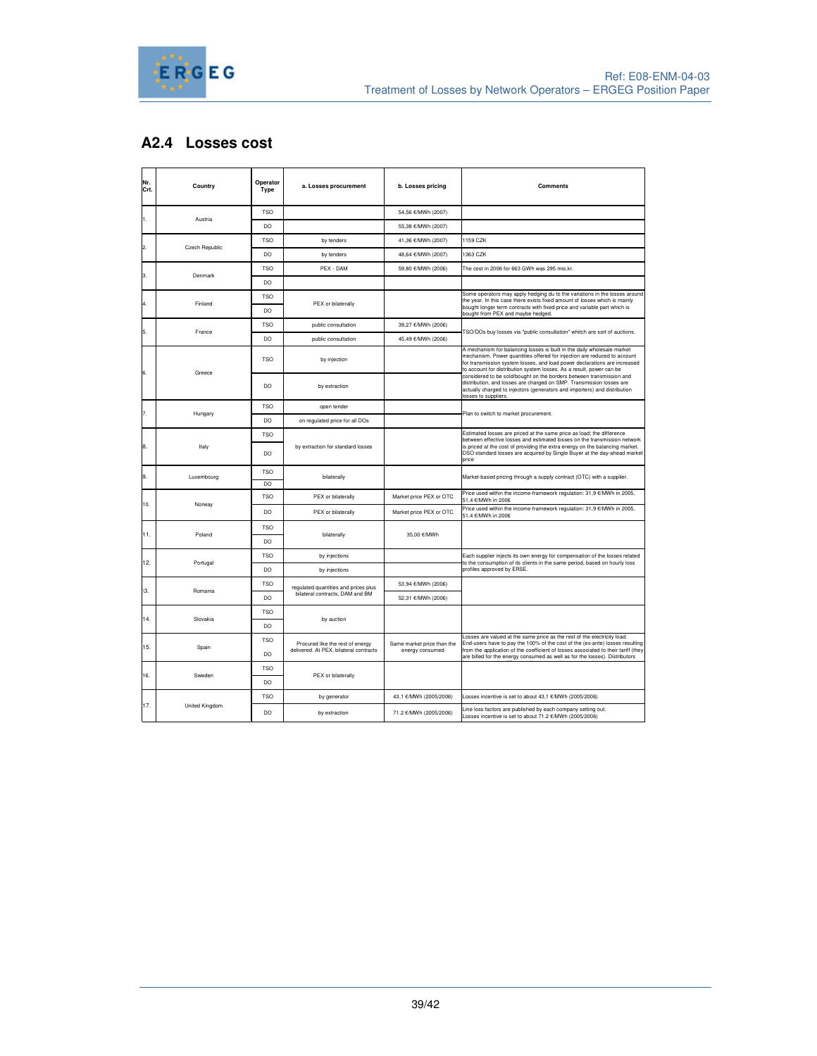## A2.4 Losses cost

| Nr. Crt. | Country | Operator Type | a. Losses procurement | b. Losses pricing | Comments |
|---|---|---|---|---|---|
| 1. | Austria | TSO | | 54,56 €/MWh (2007) | |
| | | DO | | 55,38 €/MWh (2007) | |
| 2. | Czech Republic | TSO | by tenders | 41,36 €/MWh (2007) | 1159 CZK |
| | | DO | by tenders | 48,64 €/MWh (2007) | 1363 CZK |
| 3. | Denmark | TSO | PEX - DAM | 59,80 €/MWh (2006) | The cost in 2006 for 663 GWh was 295 mio.kr. |
| | | DO | | | |
| 4. | Finland | TSO | PEX or bilaterally | | Some operators may apply hedging du to the variations in the losses around the year. In this case there exists fixed amount of losses which is mainly bought longer term contracts with fixed price and variable part which is bought from PEX and maybe hedged. |
| | | DO | | | |
| 5. | France | TSO | public consultation | 39,27 €/MWh (2006) | TSO/DOs buy losses via "public consultation" whitch are sort of auctions. |
| | | DO | public consultation | 45,49 €/MWh (2006) | |
| 6. | Greece | TSO | by injection | | A mechanism for balancing losses is built in the daily wholesale market mechanism. Power quantities offered for injection are reduced to account for transmission system losses, and load power declarations are increased to account for distribution system losses. As a result, power can be considered to be sold/bought on the borders between transmission and distribution, and losses are charged on SMP. Transmission losses are actually charged to injectors (generators and importers) and distribution losses to suppliers. |
| | | DO | by extraction | | |
| 7. | Hungary | TSO | open tender | | Plan to switch to market procurement. |
| | | DO | on regulated price for all DOs | | |
| 8. | Italy | TSO | by extraction for standard losses | | Estimated losses are priced at the same price as load; the difference between effective losses and estimated losses on the transmission network is priced at the cost of providing the extra energy on the balancing market. DSO standard losses are acquired by Single Buyer at the day-ahead market price |
| | | DO | | | |
| 9. | Luxembourg | TSO | bilaterally | | Market-based pricing through a supply contract (OTC) with a supplier. |
| | | DO | | | |
| 10. | Norway | TSO | PEX or bilaterally | Market price PEX or OTC | Price used within the income-framework regulation: 31,9 €/MWh in 2005, 51,4 €/MWh in 2006 |
| | | DO | PEX or bilaterally | Market price PEX or OTC | Price used within the income-framework regulation: 31,9 €/MWh in 2005, 51,4 €/MWh in 2006 |
| 11. | Poland | TSO | bilaterally | 35,00 €/MWh | |
| | | DO | | | |
| 12. | Portugal | TSO | by injections | | Each supplier injects its own energy for compensation of the losses related to the consumption of its clients in the same period, based on hourly loss profiles approved by ERSE. |
| | | DO | by injections | | |
| 13. | Romania | TSO | regulated quantities and prices plus bilateral contracts, DAM and BM | 53,94 €/MWh (2006) | |
| | | DO | | 52,31 €/MWh (2006) | |
| 14. | Slovakia | TSO | by auction | | |
| | | DO | | | |
| 15. | Spain | TSO | Procured like the rest of energy delivered. At PEX, bilateral contracts | Same market price than the energy consumed | Losses are valued at the same price as the rest of the electricity load. End-users have to pay the 100% of the cost of the (ex-ante) losses resulting from the application of the coefficient of losses associated to their tariff (they are billed for the energy consumed as well as for the losses). Distributors |
| | | DO | | | |
| 16. | Sweden | TSO | PEX or bilaterally | | |
| | | DO | | | |
| 17. | United Kingdom | TSO | by generator | 43,1 €/MWh (2005/2006) | Losses incentive is set to about 43,1 €/MWh (2005/2006) |
| | | DO | by extraction | 71.2 €/MWh (2005/2006) | Line loss factors are published by each company setting out. Losses incentive is set to about 71.2 €/MWh (2005/2006) |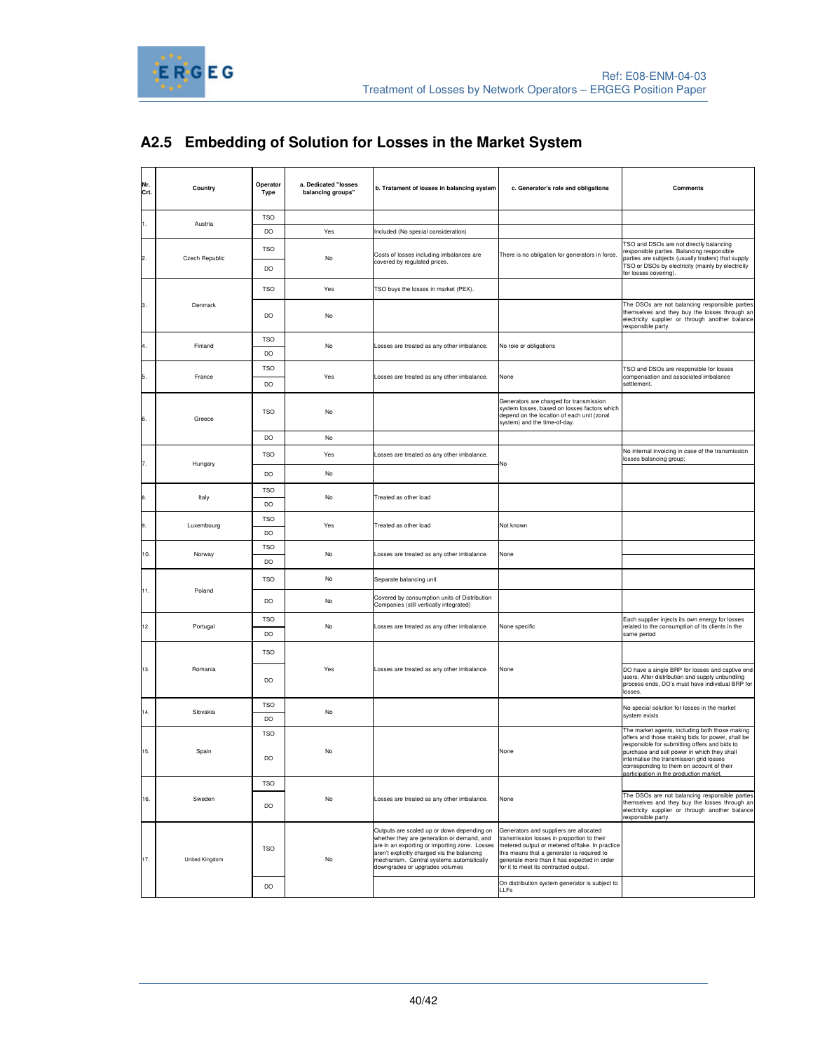## A2.5 Embedding of Solution for Losses in the Market System

| Nr. Crt. | Country | Operator Type | a. Dedicated "losses balancing groups" | b. Tratament of losses in balancing system | c. Generator's role and obligations | Comments |
|---|---|---|---|---|---|---|
| 1. | Austria | TSO | | | | |
| | | DO | Yes | Included (No special consideration) | | |
| 2. | Czech Republic | TSO | No | Costs of losses including imbalances are covered by regulated prices. | There is no obligation for generators in force. | TSO and DSOs are not directly balancing responsible parties. Balancing responsible parties are subjects (usually traders) that supply TSO or DSOs by electricity (mainly by electricity for losses covering). |
| | | DO | | | | |
| 3. | Denmark | TSO | Yes | TSO buys the losses in market (PEX). | | |
| | | DO | No | | | The DSOs are not balancing responsible parties themselves and they buy the losses through an electricity supplier or through another balance responsible party. |
| 4. | Finland | TSO | No | Losses are treated as any other imbalance. | No role or obligations | |
| | | DO | | | | |
| 5. | France | TSO | Yes | Losses are treated as any other imbalance. | None | TSO and DSOs are responsible for losses compensation and associated imbalance settlement. |
| | | DO | | | | |
| 6. | Greece | TSO | No | | Generators are charged for transmission system losses, based on losses factors which depend on the location of each unit (zonal system) and the time-of-day. | |
| | | DO | No | | | |
| 7. | Hungary | TSO | Yes | Losses are treated as any other imbalance. | No | No internal invoicing in case of the transmission losses balancing group; |
| | | DO | No | | | |
| 8. | Italy | TSO | No | Treated as other load | | |
| | | DO | | | | |
| 9. | Luxembourg | TSO | Yes | Treated as other load | Not known | |
| | | DO | | | | |
| 10. | Norway | TSO | No | Losses are treated as any other imbalance. | None | |
| | | DO | | | | |
| 11. | Poland | TSO | No | Separate balancing unit | | |
| | | DO | No | Covered by consumption units of Distribution Companies (still vertically integrated) | | |
| 12. | Portugal | TSO | No | Losses are treated as any other imbalance. | None specific | Each supplier injects its own energy for losses related to the consumption of its clients in the same period |
| | | DO | | | | |
| 13. | Romania | TSO | Yes | Losses are treated as any other imbalance. | None | |
| | | DO | | | | DO have a single BRP for losses and captive end-users. After distribution and supply unbundling process ends, DO's must have individual BRP for losses. |
| 14. | Slovakia | TSO | No | | | No special solution for losses in the market system exists |
| | | DO | | | | |
| 15. | Spain | TSO | No | | None | The market agents, including both those making offers and those making bids for power, shall be responsible for submitting offers and bids to purchase and sell power in which they shall internalise the transmission grid losses corresponding to them on account of their participation in the production market. |
| | | DO | | | | |
| 16. | Sweden | TSO | No | Losses are treated as any other imbalance. | None | |
| | | DO | | | | The DSOs are not balancing responsible parties themselves and they buy the losses through an electricity supplier or through another balance responsible party. |
| 17. | United Kingdom | TSO | No | Outputs are scaled up or down depending on whether they are generation or demand, and are in an exporting or importing zone. Losses aren't explicitly charged via the balancing mechanism. Central systems automatically downgrades or upgrades volumes | Generators and suppliers are allocated transmission losses in proportion to their metered output or metered offtake. In practice this means that a generator is required to generate more than it has expected in order for it to meet its contracted output. | |
| | | DO | | | On distribution system generator is subject to LLFs | |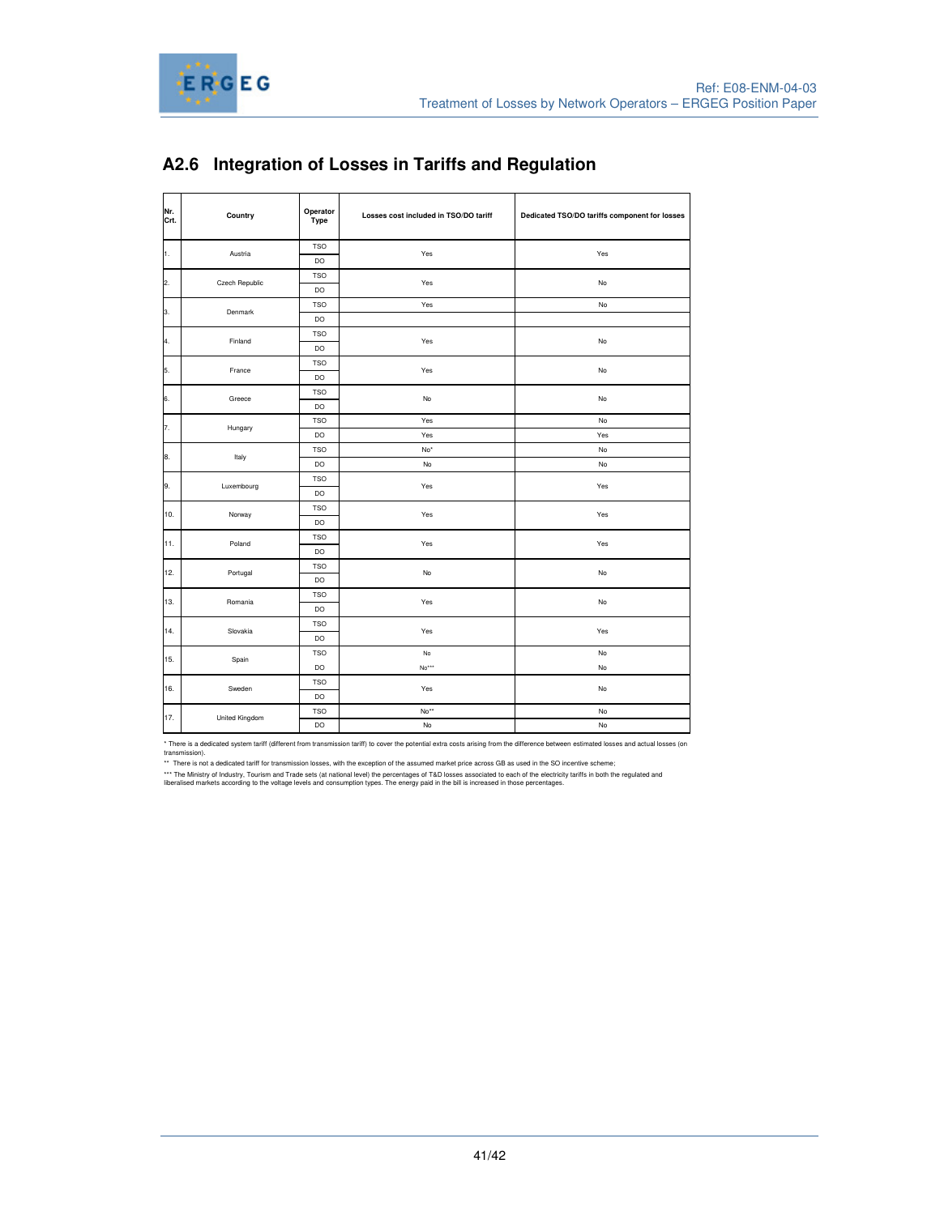## A2.6 Integration of Losses in Tariffs and Regulation

| Nr. Crt. | Country | Operator Type | Losses cost included in TSO/DO tariff | Dedicated TSO/DO tariffs component for losses |
|---|---|---|---|---|
| 1. | Austria | TSO | Yes | Yes |
| | | DO | | |
| 2. | Czech Republic | TSO | Yes | No |
| | | DO | | |
| 3. | Denmark | TSO | Yes | No |
| | | DO | | |
| 4. | Finland | TSO | Yes | No |
| | | DO | | |
| 5. | France | TSO | Yes | No |
| | | DO | | |
| 6. | Greece | TSO | No | No |
| | | DO | | |
| 7. | Hungary | TSO | Yes | No |
| | | DO | Yes | Yes |
| 8. | Italy | TSO | No* | No |
| | | DO | No | No |
| 9. | Luxembourg | TSO | Yes | Yes |
| | | DO | | |
| 10. | Norway | TSO | Yes | Yes |
| | | DO | | |
| 11. | Poland | TSO | Yes | Yes |
| | | DO | | |
| 12. | Portugal | TSO | No | No |
| | | DO | | |
| 13. | Romania | TSO | Yes | No |
| | | DO | | |
| 14. | Slovakia | TSO | Yes | Yes |
| | | DO | | |
| 15. | Spain | TSO | No | No |
| | | DO | No*** | No |
| 16. | Sweden | TSO | Yes | No |
| | | DO | | |
| 17. | United Kingdom | TSO | No** | No |
| | | DO | No | No |

\* There is a dedicated system tariff (different from transmission tariff) to cover the potential extra costs arising from the difference between estimated losses and actual losses (on transmission).

\*\* There is not a dedicated tariff for transmission losses, with the exception of the assumed market price across GB as used in the SO incentive scheme;

\*\*\* The Ministry of Industry, Tourism and Trade sets (at national level) the percentages of T&D losses associated to each of the electricity tariffs in both the regulated and liberalised markets according to the voltage levels and consumption types. The energy paid in the bill is increased in those percentages.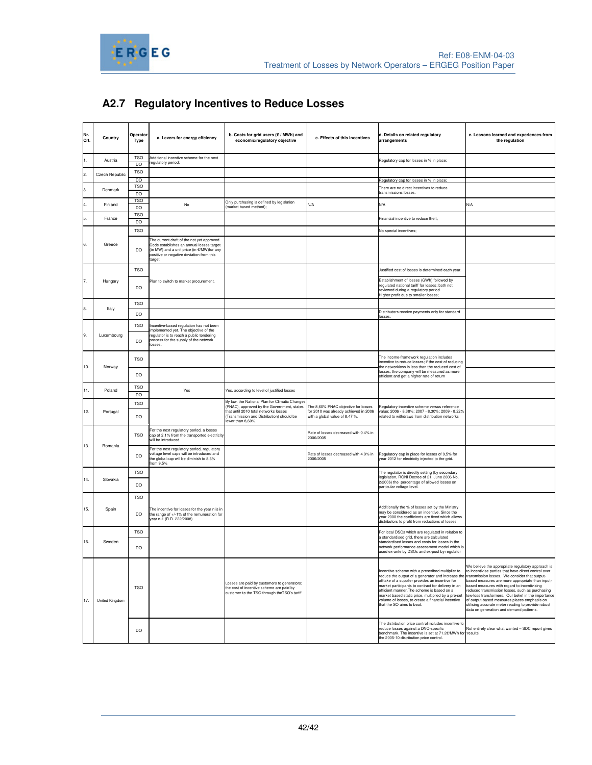## A2.7 Regulatory Incentives to Reduce Losses

| Nr. Crt. | Country | Operator Type | a. Levers for energy effciency | b. Costs for grid users (€ / MWh) and economic/regulatory objective | c. Effects of this incentives | d. Details on related regulatory arrangements | e. Lessons learned and experiences from the regulation |
|---|---|---|---|---|---|---|---|
| 1. | Austria | TSO | Additional incentive scheme for the next regulatory period; | | | Regulatory cap for losses in % in place; | |
| | | DO | | | | | |
| 2. | Czech Republic | TSO | | | | | |
| | | DO | | | | Regulatory cap for losses in % in place; | |
| 3. | Denmark | TSO | | | | There are no direct incentives to reduce transmissions losses. | |
| | | DO | | | | | |
| 4. | Finland | TSO | No | Only purchasing is defined by legislation (market based method); | N/A | N/A | N/A |
| | | DO | | | | | |
| 5. | France | TSO | | | | Financial incentive to reduce theft; | |
| | | DO | | | | | |
| 6. | Greece | TSO | | | | No special incentives; | |
| | | DO | The current draft of the not yet approved Code establishes an annual losses target (in MW) and a unit price (in €/MW)for any positive or negative deviation from this target. | | | | |
| 7. | Hungary | TSO | Plan to switch to market procurement. | | | Justified cost of losses is determined each year. | |
| | | DO | | | | Establishment of losses (GWh) followed by regulated national tariff for losses; both not reviewed during a regulatory period. Higher profit due to smaller losses; | |
| 8. | Italy | TSO | | | | | |
| | | DO | | | | Distributors receive payments only for standard losses. | |
| 9. | Luxembourg | TSO | Incentive-based regulation has not been implemented yet. The objective of the regulator is to reach a public tendering process for the supply of the network losses. | | | | |
| | | DO | | | | | |
| 10. | Norway | TSO | | | | The income-framework regulation includes incentive to reduce losses; if the cost of reducing the networkloss is less than the reduced cost of losses, the company will be measured as more efficient and get a higher rate of return | |
| | | DO | | | | | |
| 11. | Poland | TSO | Yes | Yes, according to level of justified losses | | | |
| | | DO | | | | | |
| 12. | Portugal | TSO | | By law, the National Plan for Climatic Changes (PNAC), approved by the Government, states that until 2010 total networks losses (Transmission and Distribution) should be lower than 8,60%. | The 8,60% PNAC objective for losses for 2010 was already achieved in 2006 with a global value of 8,47 %. | Regulatory incentive scheme versus reference value; 2006 - 8,38%; 2007 - 8,30%; 2009 - 8,22% related to withdrawns from distribution networks | |
| | | DO | | | | | |
| 13. | Romania | TSO | For the next regulatory period, a losses cap of 2.1% from the transported electricity will be introduced | | Rate of losses decreased with 0.4% in 2006/2005 | | |
| | | DO | For the next regulatory period, regulatory voltage level caps will be introduced and the global cap will be diminish to 8.5% from 9.5% | | Rate of losses decreased with 4.9% in 2006/2005 | Regulatory cap in place for losses of 9,5% for year 2012 for electricity injected to the grid. | |
| 14. | Slovakia | TSO | | | | The regulator is directly setting (by secondary legislation, RONI Decree of 21. June 2006 No. 2/2006) the percentage of allowed losses on particular voltage level. | |
| | | DO | | | | | |
| 15. | Spain | TSO | | | | | |
| | | DO | The incentive for losses for the year n is in the range of +/-1% of the remuneration for year n-1 (R.D. 222/2008) | | | Additionally the % of losses set by the Ministry may be considered as an incentive. Since the year 2000 the coefficients are fixed which allows distributors to profit from reductions of losses. | |
| 16. | Sweden | TSO | | | | For local DSOs which are regulated in relation to a standardised grid, there are calculated standardised losses and costs for losses in the network performance assessment model which is used ex-ante by DSOs and ex-post by regulator | |
| | | DO | | | | | |
| 17. | United Kingdom | TSO | | Losses are paid by customers to generators; the cost of incentive scheme are paid by customer to the TSO through theTSO's tariff | | Incentive scheme with a prescribed multiplier to reduce the output of a generator and increase the offtake of a supplier provides an incentive for market participants to contract for delivery in an efficient manner.The scheme is based on a market based static price, multiplied by a pre-set volume of losses, to create a financial incentive that the SO aims to beat. | We believe the appropriate regulatory approach is to incentivise parties that have direct control over transmission losses. We consider that output-based measures are more appropriate than input-based measures with regard to incentivising reduced transmission losses, such as purchasing low-loss transformers. Our belief in the importance of output-based measures places emphasis on utilising accurate meter reading to provide robust data on generation and demand patterns. |
| | | DO | | | | The distribution price control includes incentive to reduce losses against a DNO-specific benchmark. The incentive is set at 71.2€/MWh for the 2005-10 distribution price control. | Not entirely clear what wanted – SDC report gives 'results'. |